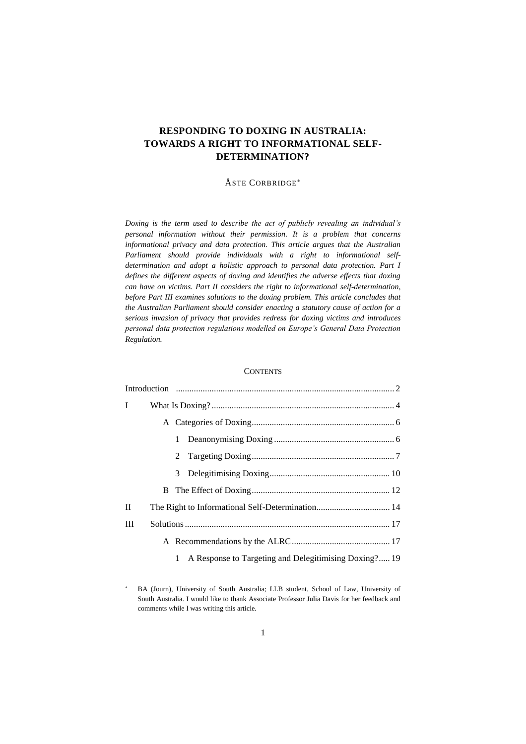# RESPONDING TO DOXING IN AUSTRALIA: TOWARDS A RIGHT TO INFORMATIONAL SELF-DETERMINATION?

ÅSTE CORBRIDGE*

*Doxing is the term used to describe the act of publicly revealing an individual's personal information without their permission. It is a problem that concerns informational privacy and data protection. This article argues that the Australian Parliament should provide individuals with a right to informational self-determination and adopt a holistic approach to personal data protection. Part I defines the different aspects of doxing and identifies the adverse effects that doxing can have on victims. Part II considers the right to informational self-determination, before Part III examines solutions to the doxing problem. This article concludes that the Australian Parliament should consider enacting a statutory cause of action for a serious invasion of privacy that provides redress for doxing victims and introduces personal data protection regulations modelled on Europe's General Data Protection Regulation.*

CONTENTS

| | | | Page |
|---|---|---|---|
| Introduction | | | 2 |
| I | What Is Doxing? | | 4 |
| | A | Categories of Doxing | 6 |
| | | 1 Deanonymising Doxing | 6 |
| | | 2 Targeting Doxing | 7 |
| | | 3 Delegitimising Doxing | 10 |
| | B | The Effect of Doxing | 12 |
| II | The Right to Informational Self-Determination | | 14 |
| III | Solutions | | 17 |
| | A | Recommendations by the ALRC | 17 |
| | | 1 A Response to Targeting and Delegitimising Doxing? | 19 |

\* BA (Journ), University of South Australia; LLB student, School of Law, University of South Australia. I would like to thank Associate Professor Julia Davis for her feedback and comments while I was writing this article.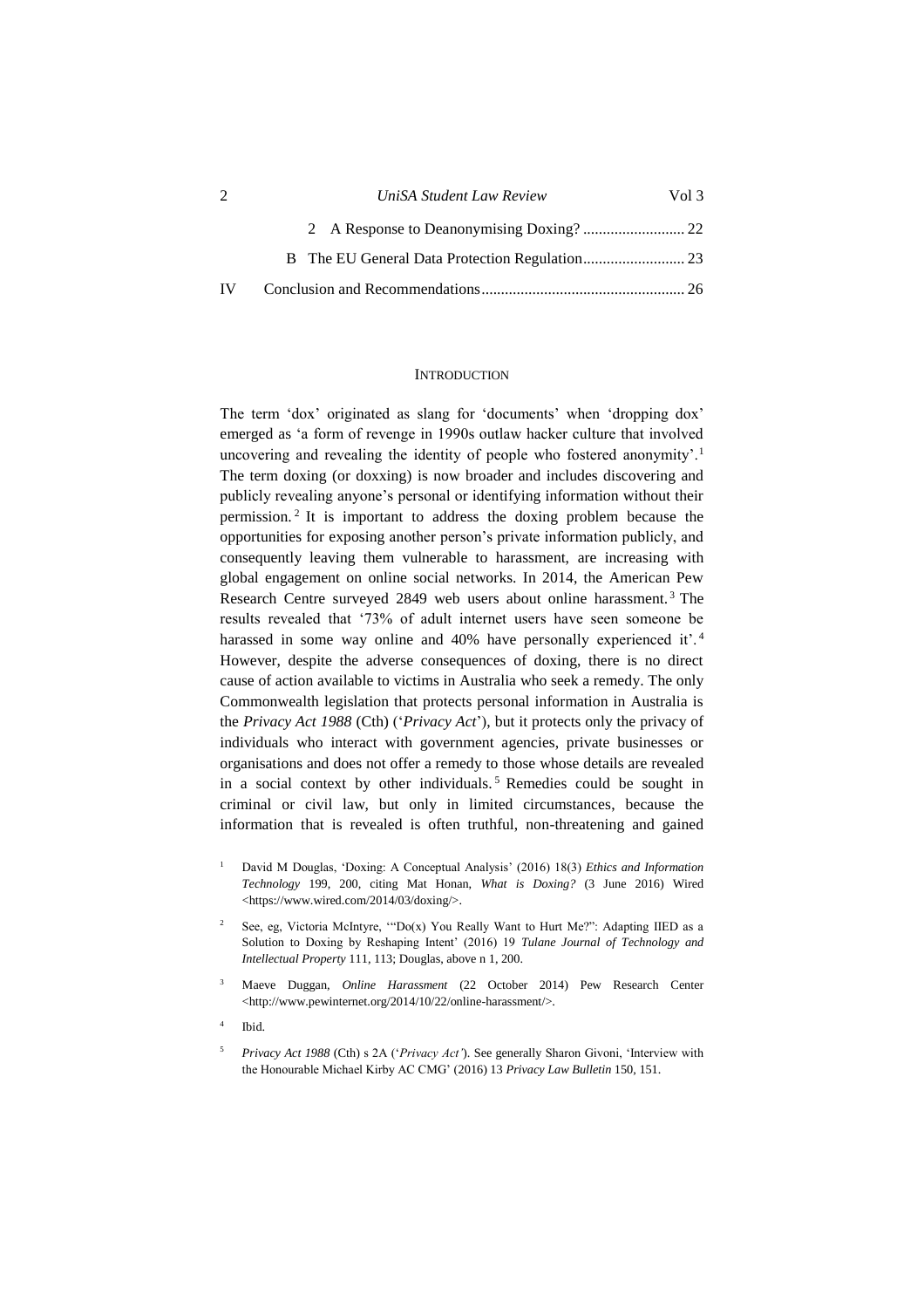2 A Response to Deanonymising Doxing? .......................... 22

B The EU General Data Protection Regulation.......................... 23

IV Conclusion and Recommendations................................................... 26

## Introduction

The term 'dox' originated as slang for 'documents' when 'dropping dox' emerged as 'a form of revenge in 1990s outlaw hacker culture that involved uncovering and revealing the identity of people who fostered anonymity'.[1] The term doxing (or doxxing) is now broader and includes discovering and publicly revealing anyone's personal or identifying information without their permission.[2] It is important to address the doxing problem because the opportunities for exposing another person's private information publicly, and consequently leaving them vulnerable to harassment, are increasing with global engagement on online social networks. In 2014, the American Pew Research Centre surveyed 2849 web users about online harassment.[3] The results revealed that '73% of adult internet users have seen someone be harassed in some way online and 40% have personally experienced it'.[4] However, despite the adverse consequences of doxing, there is no direct cause of action available to victims in Australia who seek a remedy. The only Commonwealth legislation that protects personal information in Australia is the *Privacy Act 1988* (Cth) ('*Privacy Act*'), but it protects only the privacy of individuals who interact with government agencies, private businesses or organisations and does not offer a remedy to those whose details are revealed in a social context by other individuals.[5] Remedies could be sought in criminal or civil law, but only in limited circumstances, because the information that is revealed is often truthful, non-threatening and gained

[1] David M Douglas, 'Doxing: A Conceptual Analysis' (2016) 18(3) *Ethics and Information Technology* 199, 200, citing Mat Honan, *What is Doxing?* (3 June 2016) Wired <https://www.wired.com/2014/03/doxing/>.

[2] See, eg, Victoria McIntyre, '"Do(x) You Really Want to Hurt Me?": Adapting IIED as a Solution to Doxing by Reshaping Intent' (2016) 19 *Tulane Journal of Technology and Intellectual Property* 111, 113; Douglas, above n 1, 200.

[3] Maeve Duggan, *Online Harassment* (22 October 2014) Pew Research Center <http://www.pewinternet.org/2014/10/22/online-harassment/>.

[4] Ibid.

[5] *Privacy Act 1988* (Cth) s 2A ('*Privacy Act'*). See generally Sharon Givoni, 'Interview with the Honourable Michael Kirby AC CMG' (2016) 13 *Privacy Law Bulletin* 150, 151.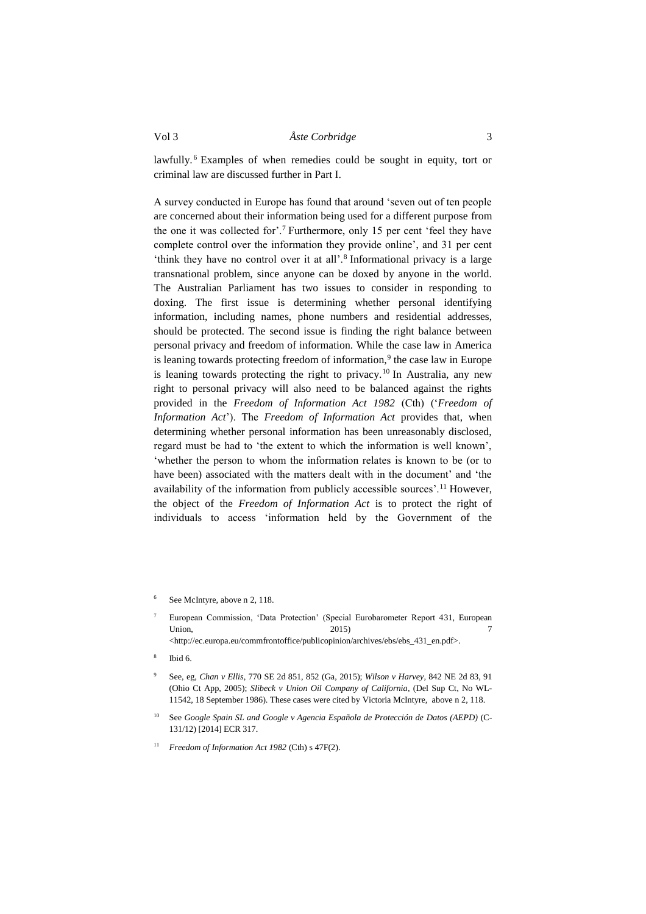lawfully.[6] Examples of when remedies could be sought in equity, tort or criminal law are discussed further in Part I.

A survey conducted in Europe has found that around 'seven out of ten people are concerned about their information being used for a different purpose from the one it was collected for'.[7] Furthermore, only 15 per cent 'feel they have complete control over the information they provide online', and 31 per cent 'think they have no control over it at all'.[8] Informational privacy is a large transnational problem, since anyone can be doxed by anyone in the world. The Australian Parliament has two issues to consider in responding to doxing. The first issue is determining whether personal identifying information, including names, phone numbers and residential addresses, should be protected. The second issue is finding the right balance between personal privacy and freedom of information. While the case law in America is leaning towards protecting freedom of information,[9] the case law in Europe is leaning towards protecting the right to privacy.[10] In Australia, any new right to personal privacy will also need to be balanced against the rights provided in the *Freedom of Information Act 1982* (Cth) ('*Freedom of Information Act*'). The *Freedom of Information Act* provides that, when determining whether personal information has been unreasonably disclosed, regard must be had to 'the extent to which the information is well known', 'whether the person to whom the information relates is known to be (or to have been) associated with the matters dealt with in the document' and 'the availability of the information from publicly accessible sources'.[11] However, the object of the *Freedom of Information Act* is to protect the right of individuals to access 'information held by the Government of the

---

[6] See McIntyre, above n 2, 118.

[7] European Commission, 'Data Protection' (Special Eurobarometer Report 431, European Union, 2015) 7 <http://ec.europa.eu/commfrontoffice/publicopinion/archives/ebs/ebs_431_en.pdf>.

[8] Ibid 6.

[9] See, eg, *Chan v Ellis*, 770 SE 2d 851, 852 (Ga, 2015); *Wilson v Harvey*, 842 NE 2d 83, 91 (Ohio Ct App, 2005); *Slibeck v Union Oil Company of California*, (Del Sup Ct, No WL-11542, 18 September 1986). These cases were cited by Victoria McIntyre, above n 2, 118.

[10] See *Google Spain SL and Google v Agencia Española de Protección de Datos (AEPD)* (C-131/12) [2014] ECR 317.

[11] *Freedom of Information Act 1982* (Cth) s 47F(2).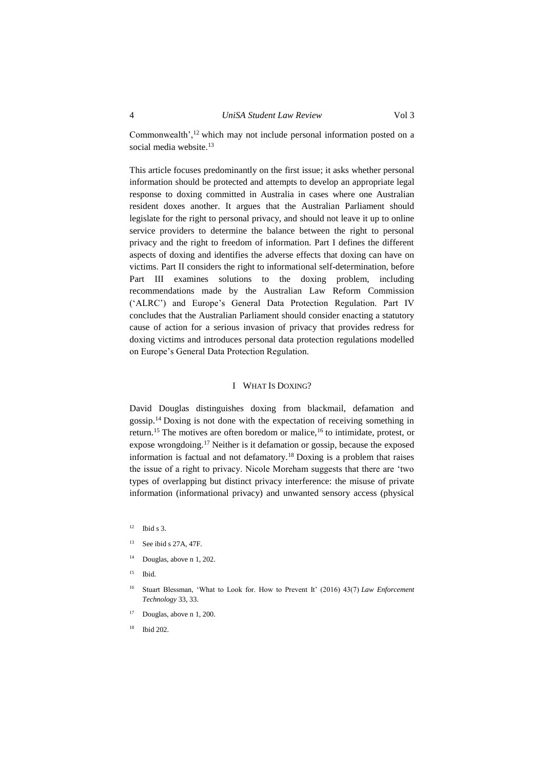Commonwealth',[12] which may not include personal information posted on a social media website.[13]

This article focuses predominantly on the first issue; it asks whether personal information should be protected and attempts to develop an appropriate legal response to doxing committed in Australia in cases where one Australian resident doxes another. It argues that the Australian Parliament should legislate for the right to personal privacy, and should not leave it up to online service providers to determine the balance between the right to personal privacy and the right to freedom of information. Part I defines the different aspects of doxing and identifies the adverse effects that doxing can have on victims. Part II considers the right to informational self-determination, before Part III examines solutions to the doxing problem, including recommendations made by the Australian Law Reform Commission ('ALRC') and Europe's General Data Protection Regulation. Part IV concludes that the Australian Parliament should consider enacting a statutory cause of action for a serious invasion of privacy that provides redress for doxing victims and introduces personal data protection regulations modelled on Europe's General Data Protection Regulation.

## I What Is Doxing?

David Douglas distinguishes doxing from blackmail, defamation and gossip.[14] Doxing is not done with the expectation of receiving something in return.[15] The motives are often boredom or malice,[16] to intimidate, protest, or expose wrongdoing.[17] Neither is it defamation or gossip, because the exposed information is factual and not defamatory.[18] Doxing is a problem that raises the issue of a right to privacy. Nicole Moreham suggests that there are 'two types of overlapping but distinct privacy interference: the misuse of private information (informational privacy) and unwanted sensory access (physical

[12] Ibid s 3.

[13] See ibid s 27A, 47F.

[14] Douglas, above n 1, 202.

[15] Ibid.

[16] Stuart Blessman, 'What to Look for. How to Prevent It' (2016) 43(7) *Law Enforcement Technology* 33, 33.

[17] Douglas, above n 1, 200.

[18] Ibid 202.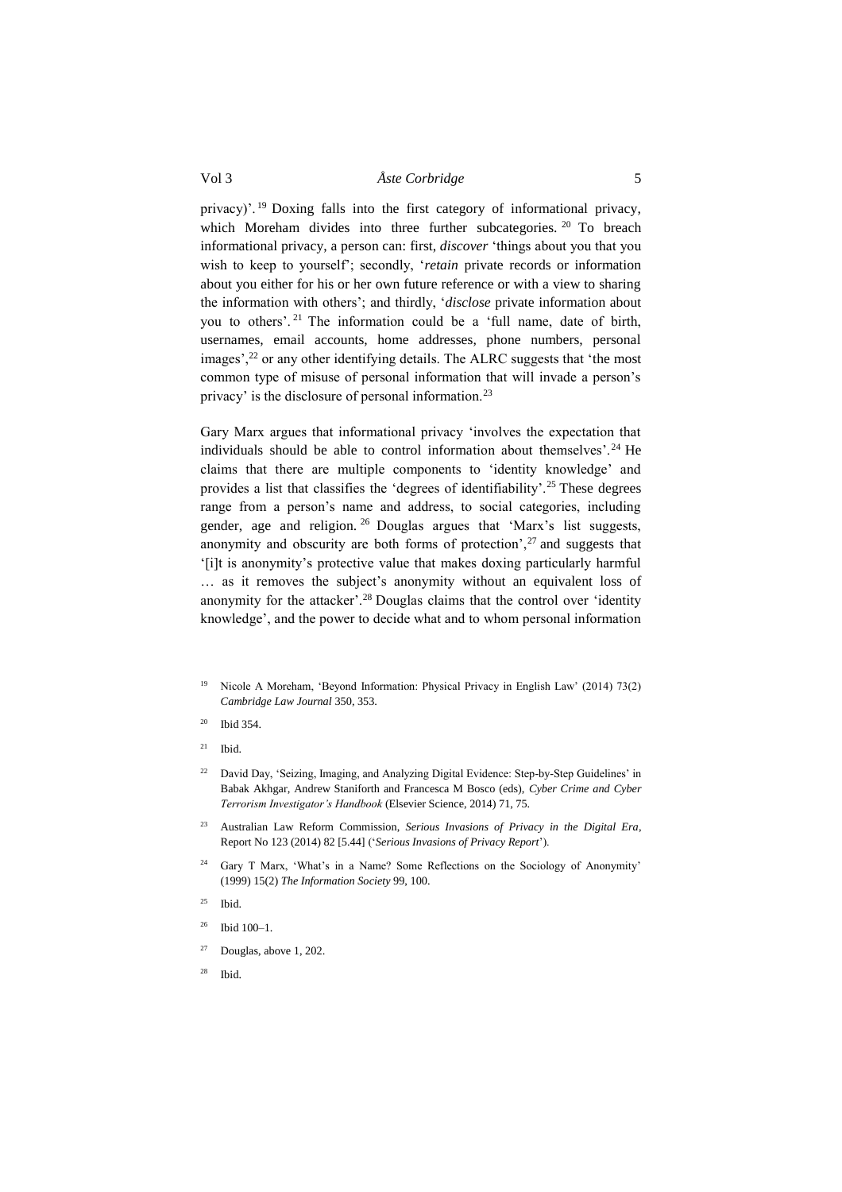privacy)'.[19] Doxing falls into the first category of informational privacy, which Moreham divides into three further subcategories.[20] To breach informational privacy, a person can: first, *discover* 'things about you that you wish to keep to yourself'; secondly, '*retain* private records or information about you either for his or her own future reference or with a view to sharing the information with others'; and thirdly, '*disclose* private information about you to others'.[21] The information could be a 'full name, date of birth, usernames, email accounts, home addresses, phone numbers, personal images',[22] or any other identifying details. The ALRC suggests that 'the most common type of misuse of personal information that will invade a person's privacy' is the disclosure of personal information.[23]

Gary Marx argues that informational privacy 'involves the expectation that individuals should be able to control information about themselves'.[24] He claims that there are multiple components to 'identity knowledge' and provides a list that classifies the 'degrees of identifiability'.[25] These degrees range from a person's name and address, to social categories, including gender, age and religion.[26] Douglas argues that 'Marx's list suggests, anonymity and obscurity are both forms of protection',[27] and suggests that '[i]t is anonymity's protective value that makes doxing particularly harmful … as it removes the subject's anonymity without an equivalent loss of anonymity for the attacker'.[28] Douglas claims that the control over 'identity knowledge', and the power to decide what and to whom personal information

[19] Nicole A Moreham, 'Beyond Information: Physical Privacy in English Law' (2014) 73(2) *Cambridge Law Journal* 350, 353.

[20] Ibid 354.

[21] Ibid.

[22] David Day, 'Seizing, Imaging, and Analyzing Digital Evidence: Step-by-Step Guidelines' in Babak Akhgar, Andrew Staniforth and Francesca M Bosco (eds), *Cyber Crime and Cyber Terrorism Investigator's Handbook* (Elsevier Science, 2014) 71, 75.

[23] Australian Law Reform Commission, *Serious Invasions of Privacy in the Digital Era*, Report No 123 (2014) 82 [5.44] ('*Serious Invasions of Privacy Report*').

[24] Gary T Marx, 'What's in a Name? Some Reflections on the Sociology of Anonymity' (1999) 15(2) *The Information Society* 99, 100.

[25] Ibid.

[26] Ibid 100–1.

[27] Douglas, above 1, 202.

[28] Ibid.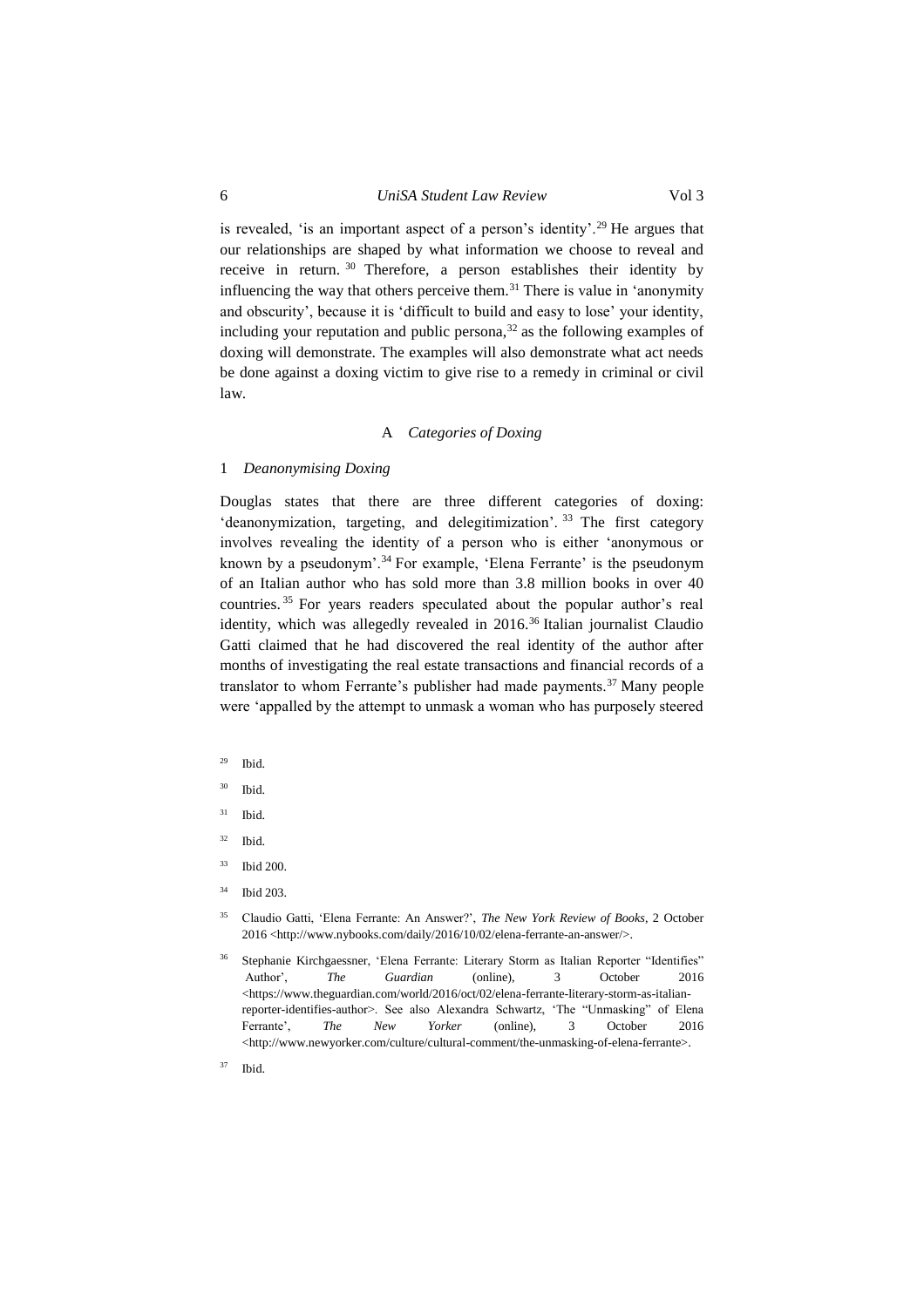is revealed, 'is an important aspect of a person's identity'.[29] He argues that our relationships are shaped by what information we choose to reveal and receive in return.[30] Therefore, a person establishes their identity by influencing the way that others perceive them.[31] There is value in 'anonymity and obscurity', because it is 'difficult to build and easy to lose' your identity, including your reputation and public persona,[32] as the following examples of doxing will demonstrate. The examples will also demonstrate what act needs be done against a doxing victim to give rise to a remedy in criminal or civil law.

### A *Categories of Doxing*

#### 1 *Deanonymising Doxing*

Douglas states that there are three different categories of doxing: 'deanonymization, targeting, and delegitimization'.[33] The first category involves revealing the identity of a person who is either 'anonymous or known by a pseudonym'.[34] For example, 'Elena Ferrante' is the pseudonym of an Italian author who has sold more than 3.8 million books in over 40 countries.[35] For years readers speculated about the popular author's real identity, which was allegedly revealed in 2016.[36] Italian journalist Claudio Gatti claimed that he had discovered the real identity of the author after months of investigating the real estate transactions and financial records of a translator to whom Ferrante's publisher had made payments.[37] Many people were 'appalled by the attempt to unmask a woman who has purposely steered

---

[29] Ibid.

[30] Ibid.

[31] Ibid.

[32] Ibid.

[33] Ibid 200.

[34] Ibid 203.

[35] Claudio Gatti, 'Elena Ferrante: An Answer?', *The New York Review of Books*, 2 October 2016 <http://www.nybooks.com/daily/2016/10/02/elena-ferrante-an-answer/>.

[36] Stephanie Kirchgaessner, 'Elena Ferrante: Literary Storm as Italian Reporter "Identifies" Author', *The Guardian* (online), 3 October 2016 <https://www.theguardian.com/world/2016/oct/02/elena-ferrante-literary-storm-as-italian-reporter-identifies-author>. See also Alexandra Schwartz, 'The "Unmasking" of Elena Ferrante', *The New Yorker* (online), 3 October 2016 <http://www.newyorker.com/culture/cultural-comment/the-unmasking-of-elena-ferrante>.

[37] Ibid.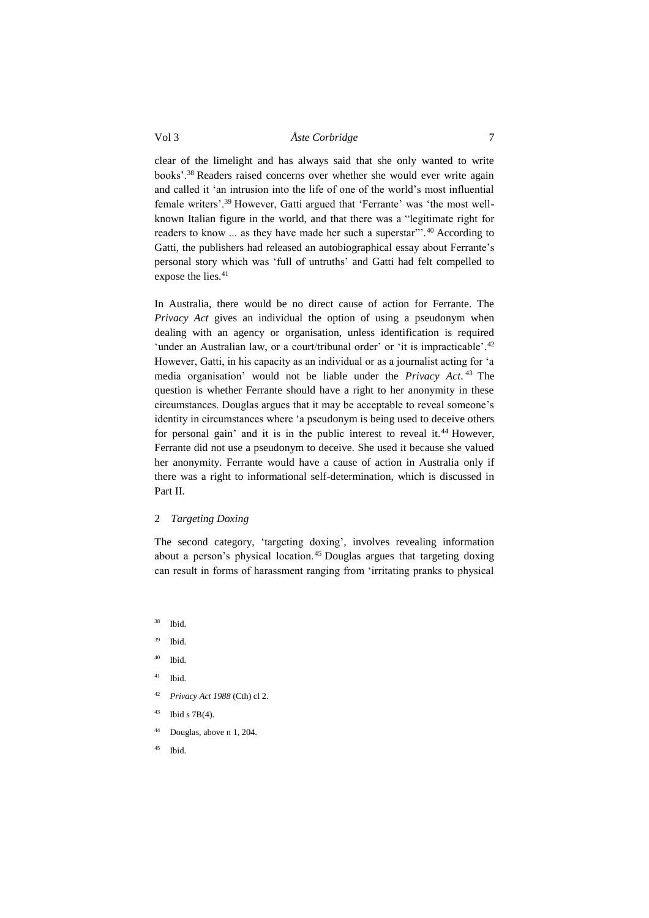clear of the limelight and has always said that she only wanted to write books'.[38] Readers raised concerns over whether she would ever write again and called it 'an intrusion into the life of one of the world's most influential female writers'.[39] However, Gatti argued that 'Ferrante' was 'the most well-known Italian figure in the world, and that there was a "legitimate right for readers to know ... as they have made her such a superstar"'.[40] According to Gatti, the publishers had released an autobiographical essay about Ferrante's personal story which was 'full of untruths' and Gatti had felt compelled to expose the lies.[41]

In Australia, there would be no direct cause of action for Ferrante. The *Privacy Act* gives an individual the option of using a pseudonym when dealing with an agency or organisation, unless identification is required 'under an Australian law, or a court/tribunal order' or 'it is impracticable'.[42] However, Gatti, in his capacity as an individual or as a journalist acting for 'a media organisation' would not be liable under the *Privacy Act*.[43] The question is whether Ferrante should have a right to her anonymity in these circumstances. Douglas argues that it may be acceptable to reveal someone's identity in circumstances where 'a pseudonym is being used to deceive others for personal gain' and it is in the public interest to reveal it.[44] However, Ferrante did not use a pseudonym to deceive. She used it because she valued her anonymity. Ferrante would have a cause of action in Australia only if there was a right to informational self-determination, which is discussed in Part II.

### 2 *Targeting Doxing*

The second category, 'targeting doxing', involves revealing information about a person's physical location.[45] Douglas argues that targeting doxing can result in forms of harassment ranging from 'irritating pranks to physical

[38] Ibid.

[39] Ibid.

[40] Ibid.

[41] Ibid.

[42] *Privacy Act 1988* (Cth) cl 2.

[43] Ibid s 7B(4).

[44] Douglas, above n 1, 204.

[45] Ibid.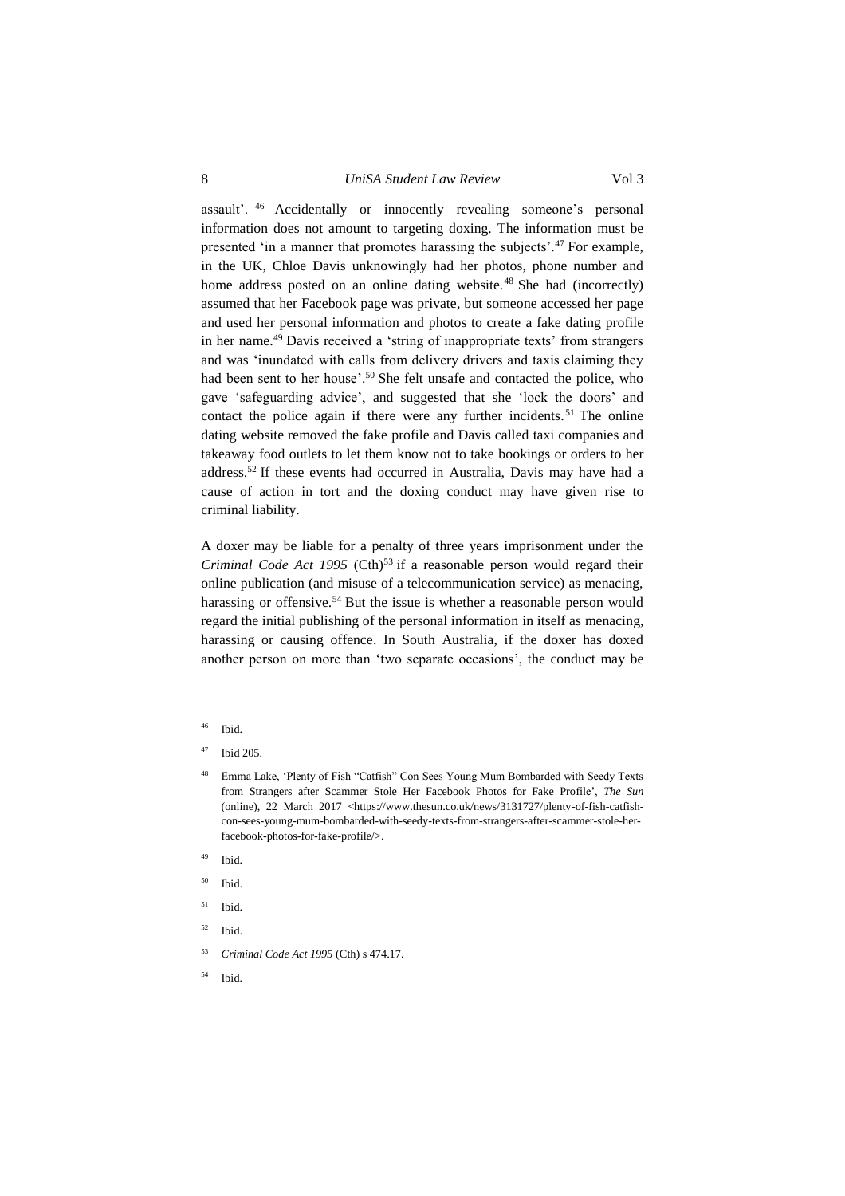assault'.[46] Accidentally or innocently revealing someone's personal information does not amount to targeting doxing. The information must be presented 'in a manner that promotes harassing the subjects'.[47] For example, in the UK, Chloe Davis unknowingly had her photos, phone number and home address posted on an online dating website.[48] She had (incorrectly) assumed that her Facebook page was private, but someone accessed her page and used her personal information and photos to create a fake dating profile in her name.[49] Davis received a 'string of inappropriate texts' from strangers and was 'inundated with calls from delivery drivers and taxis claiming they had been sent to her house'.[50] She felt unsafe and contacted the police, who gave 'safeguarding advice', and suggested that she 'lock the doors' and contact the police again if there were any further incidents.[51] The online dating website removed the fake profile and Davis called taxi companies and takeaway food outlets to let them know not to take bookings or orders to her address.[52] If these events had occurred in Australia, Davis may have had a cause of action in tort and the doxing conduct may have given rise to criminal liability.

A doxer may be liable for a penalty of three years imprisonment under the *Criminal Code Act 1995* (Cth)[53] if a reasonable person would regard their online publication (and misuse of a telecommunication service) as menacing, harassing or offensive.[54] But the issue is whether a reasonable person would regard the initial publishing of the personal information in itself as menacing, harassing or causing offence. In South Australia, if the doxer has doxed another person on more than 'two separate occasions', the conduct may be

---

[46] Ibid.

[47] Ibid 205.

[48] Emma Lake, 'Plenty of Fish "Catfish" Con Sees Young Mum Bombarded with Seedy Texts from Strangers after Scammer Stole Her Facebook Photos for Fake Profile', *The Sun* (online), 22 March 2017 <https://www.thesun.co.uk/news/3131727/plenty-of-fish-catfish-con-sees-young-mum-bombarded-with-seedy-texts-from-strangers-after-scammer-stole-her-facebook-photos-for-fake-profile/>.

[49] Ibid.

[50] Ibid.

[51] Ibid.

[52] Ibid.

[53] *Criminal Code Act 1995* (Cth) s 474.17.

[54] Ibid.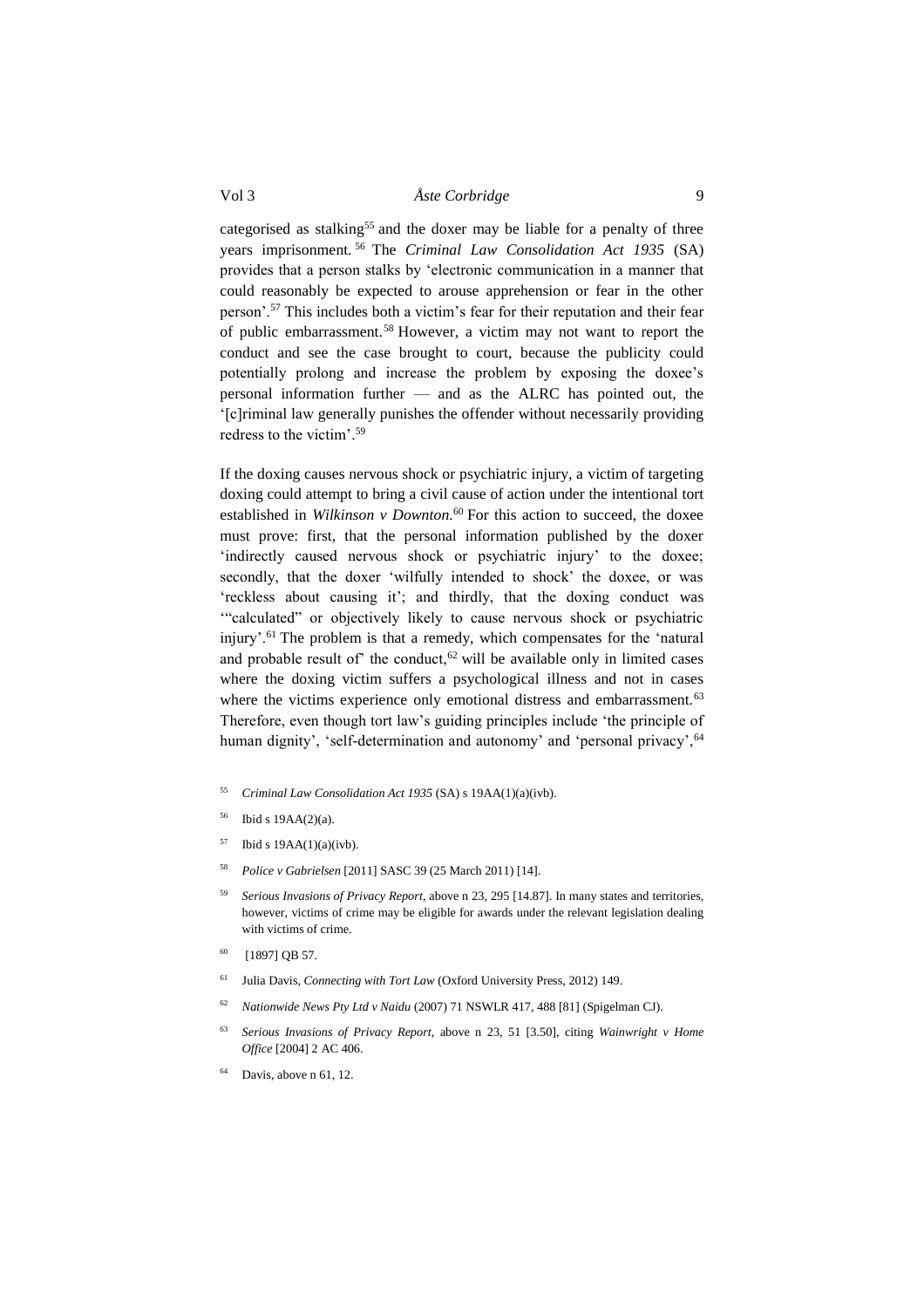categorised as stalking[55] and the doxer may be liable for a penalty of three years imprisonment.[56] The *Criminal Law Consolidation Act 1935* (SA) provides that a person stalks by 'electronic communication in a manner that could reasonably be expected to arouse apprehension or fear in the other person'.[57] This includes both a victim's fear for their reputation and their fear of public embarrassment.[58] However, a victim may not want to report the conduct and see the case brought to court, because the publicity could potentially prolong and increase the problem by exposing the doxee's personal information further — and as the ALRC has pointed out, the '[c]riminal law generally punishes the offender without necessarily providing redress to the victim'.[59]

If the doxing causes nervous shock or psychiatric injury, a victim of targeting doxing could attempt to bring a civil cause of action under the intentional tort established in *Wilkinson v Downton*.[60] For this action to succeed, the doxee must prove: first, that the personal information published by the doxer 'indirectly caused nervous shock or psychiatric injury' to the doxee; secondly, that the doxer 'wilfully intended to shock' the doxee, or was 'reckless about causing it'; and thirdly, that the doxing conduct was '"calculated" or objectively likely to cause nervous shock or psychiatric injury'.[61] The problem is that a remedy, which compensates for the 'natural and probable result of' the conduct,[62] will be available only in limited cases where the doxing victim suffers a psychological illness and not in cases where the victims experience only emotional distress and embarrassment.[63] Therefore, even though tort law's guiding principles include 'the principle of human dignity', 'self-determination and autonomy' and 'personal privacy',[64]

[55] *Criminal Law Consolidation Act 1935* (SA) s 19AA(1)(a)(ivb).

[56] Ibid s 19AA(2)(a).

[57] Ibid s 19AA(1)(a)(ivb).

[58] *Police v Gabrielsen* [2011] SASC 39 (25 March 2011) [14].

[59] *Serious Invasions of Privacy Report*, above n 23, 295 [14.87]. In many states and territories, however, victims of crime may be eligible for awards under the relevant legislation dealing with victims of crime.

[60] [1897] QB 57.

[61] Julia Davis, *Connecting with Tort Law* (Oxford University Press, 2012) 149.

[62] *Nationwide News Pty Ltd v Naidu* (2007) 71 NSWLR 417, 488 [81] (Spigelman CJ).

[63] *Serious Invasions of Privacy Report*, above n 23, 51 [3.50], citing *Wainwright v Home Office* [2004] 2 AC 406.

[64] Davis, above n 61, 12.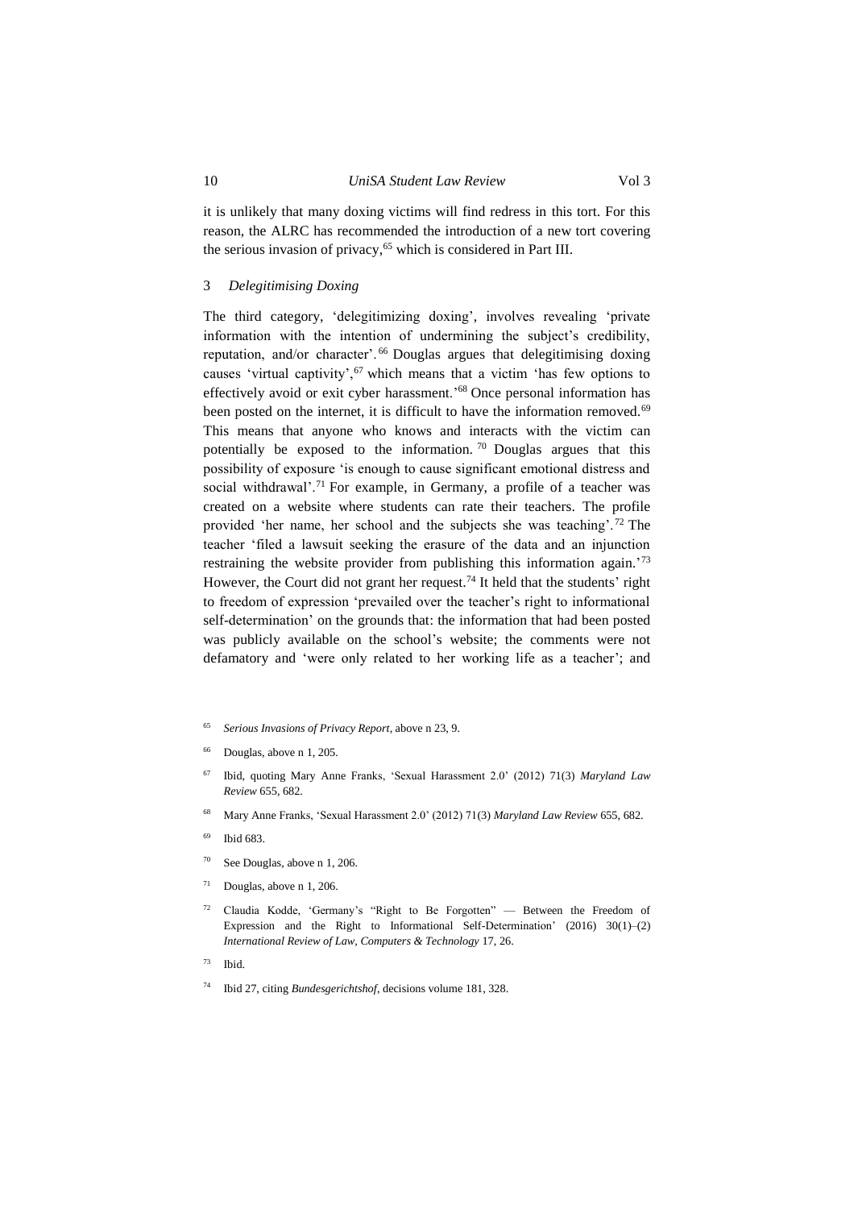it is unlikely that many doxing victims will find redress in this tort. For this reason, the ALRC has recommended the introduction of a new tort covering the serious invasion of privacy,[65] which is considered in Part III.

### 3 *Delegitimising Doxing*

The third category, 'delegitimizing doxing', involves revealing 'private information with the intention of undermining the subject's credibility, reputation, and/or character'.[66] Douglas argues that delegitimising doxing causes 'virtual captivity',[67] which means that a victim 'has few options to effectively avoid or exit cyber harassment.'[68] Once personal information has been posted on the internet, it is difficult to have the information removed.[69] This means that anyone who knows and interacts with the victim can potentially be exposed to the information.[70] Douglas argues that this possibility of exposure 'is enough to cause significant emotional distress and social withdrawal'.[71] For example, in Germany, a profile of a teacher was created on a website where students can rate their teachers. The profile provided 'her name, her school and the subjects she was teaching'.[72] The teacher 'filed a lawsuit seeking the erasure of the data and an injunction restraining the website provider from publishing this information again.'[73] However, the Court did not grant her request.[74] It held that the students' right to freedom of expression 'prevailed over the teacher's right to informational self-determination' on the grounds that: the information that had been posted was publicly available on the school's website; the comments were not defamatory and 'were only related to her working life as a teacher'; and

---

[65] *Serious Invasions of Privacy Report*, above n 23, 9.

[66] Douglas, above n 1, 205.

[67] Ibid, quoting Mary Anne Franks, 'Sexual Harassment 2.0' (2012) 71(3) *Maryland Law Review* 655, 682.

[68] Mary Anne Franks, 'Sexual Harassment 2.0' (2012) 71(3) *Maryland Law Review* 655, 682.

[69] Ibid 683.

[70] See Douglas, above n 1, 206.

[71] Douglas, above n 1, 206.

[72] Claudia Kodde, 'Germany's "Right to Be Forgotten" — Between the Freedom of Expression and the Right to Informational Self-Determination' (2016) 30(1)–(2) *International Review of Law, Computers & Technology* 17, 26.

[73] Ibid.

[74] Ibid 27, citing *Bundesgerichtshof*, decisions volume 181, 328.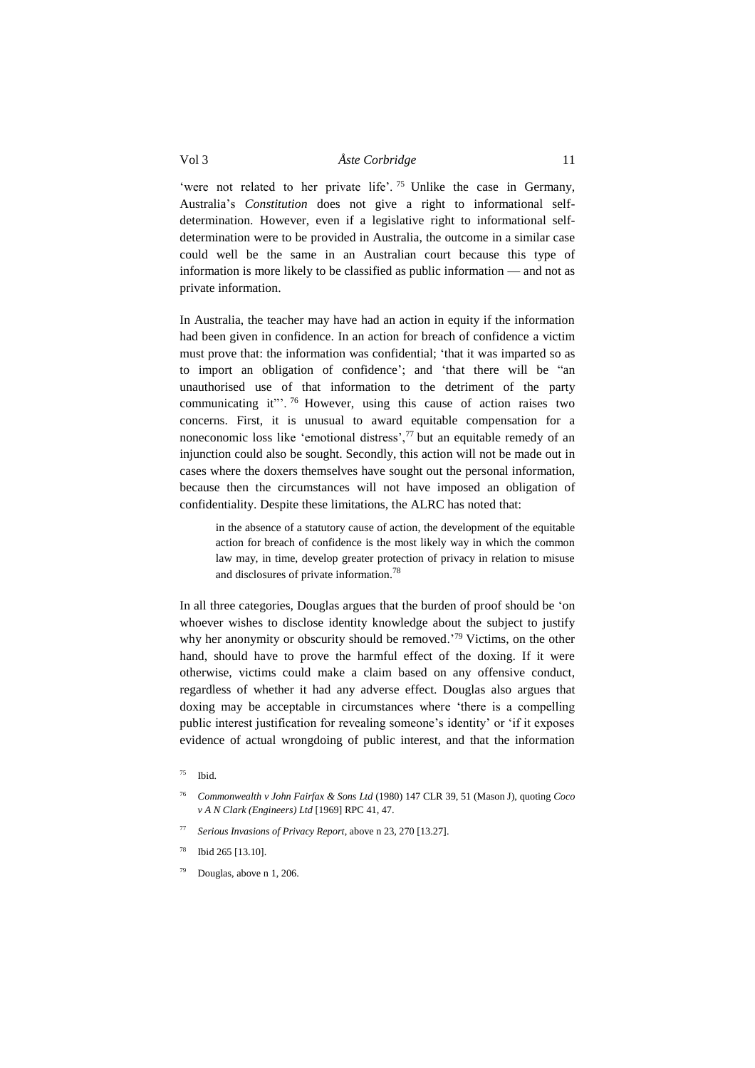'were not related to her private life'.[75] Unlike the case in Germany, Australia's *Constitution* does not give a right to informational self-determination. However, even if a legislative right to informational self-determination were to be provided in Australia, the outcome in a similar case could well be the same in an Australian court because this type of information is more likely to be classified as public information — and not as private information.

In Australia, the teacher may have had an action in equity if the information had been given in confidence. In an action for breach of confidence a victim must prove that: the information was confidential; 'that it was imparted so as to import an obligation of confidence'; and 'that there will be "an unauthorised use of that information to the detriment of the party communicating it"'.[76] However, using this cause of action raises two concerns. First, it is unusual to award equitable compensation for a noneconomic loss like 'emotional distress',[77] but an equitable remedy of an injunction could also be sought. Secondly, this action will not be made out in cases where the doxers themselves have sought out the personal information, because then the circumstances will not have imposed an obligation of confidentiality. Despite these limitations, the ALRC has noted that:

> in the absence of a statutory cause of action, the development of the equitable action for breach of confidence is the most likely way in which the common law may, in time, develop greater protection of privacy in relation to misuse and disclosures of private information.[78]

In all three categories, Douglas argues that the burden of proof should be 'on whoever wishes to disclose identity knowledge about the subject to justify why her anonymity or obscurity should be removed.'[79] Victims, on the other hand, should have to prove the harmful effect of the doxing. If it were otherwise, victims could make a claim based on any offensive conduct, regardless of whether it had any adverse effect. Douglas also argues that doxing may be acceptable in circumstances where 'there is a compelling public interest justification for revealing someone's identity' or 'if it exposes evidence of actual wrongdoing of public interest, and that the information

[75] Ibid.

[76] *Commonwealth v John Fairfax & Sons Ltd* (1980) 147 CLR 39, 51 (Mason J), quoting *Coco v A N Clark (Engineers) Ltd* [1969] RPC 41, 47.

[77] *Serious Invasions of Privacy Report*, above n 23, 270 [13.27].

[78] Ibid 265 [13.10].

[79] Douglas, above n 1, 206.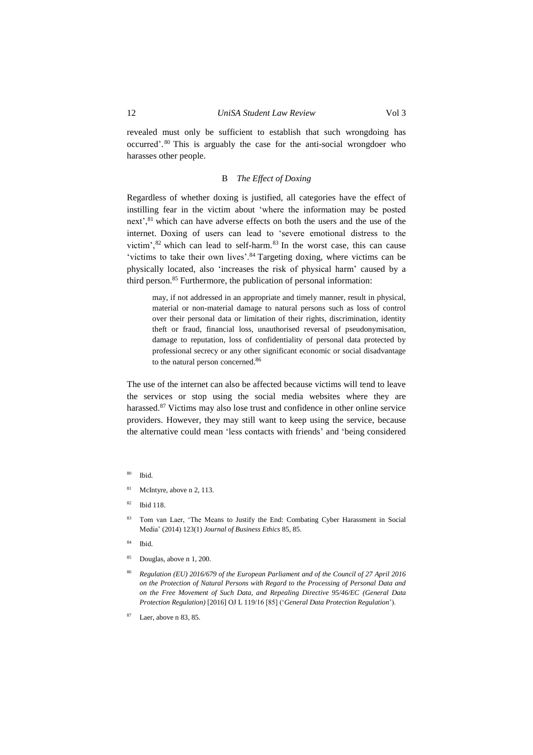revealed must only be sufficient to establish that such wrongdoing has occurred'.[80] This is arguably the case for the anti-social wrongdoer who harasses other people.

### B *The Effect of Doxing*

Regardless of whether doxing is justified, all categories have the effect of instilling fear in the victim about 'where the information may be posted next',[81] which can have adverse effects on both the users and the use of the internet. Doxing of users can lead to 'severe emotional distress to the victim',[82] which can lead to self-harm.[83] In the worst case, this can cause 'victims to take their own lives'.[84] Targeting doxing, where victims can be physically located, also 'increases the risk of physical harm' caused by a third person.[85] Furthermore, the publication of personal information:

> may, if not addressed in an appropriate and timely manner, result in physical, material or non-material damage to natural persons such as loss of control over their personal data or limitation of their rights, discrimination, identity theft or fraud, financial loss, unauthorised reversal of pseudonymisation, damage to reputation, loss of confidentiality of personal data protected by professional secrecy or any other significant economic or social disadvantage to the natural person concerned.[86]

The use of the internet can also be affected because victims will tend to leave the services or stop using the social media websites where they are harassed.[87] Victims may also lose trust and confidence in other online service providers. However, they may still want to keep using the service, because the alternative could mean 'less contacts with friends' and 'being considered

---

[80] Ibid.

[81] McIntyre, above n 2, 113.

[82] Ibid 118.

[83] Tom van Laer, 'The Means to Justify the End: Combating Cyber Harassment in Social Media' (2014) 123(1) *Journal of Business Ethics* 85, 85.

[84] Ibid.

[85] Douglas, above n 1, 200.

[86] *Regulation (EU) 2016/679 of the European Parliament and of the Council of 27 April 2016 on the Protection of Natural Persons with Regard to the Processing of Personal Data and on the Free Movement of Such Data, and Repealing Directive 95/46/EC (General Data Protection Regulation)* [2016] OJ L 119/16 [85] ('*General Data Protection Regulation*').

[87] Laer, above n 83, 85.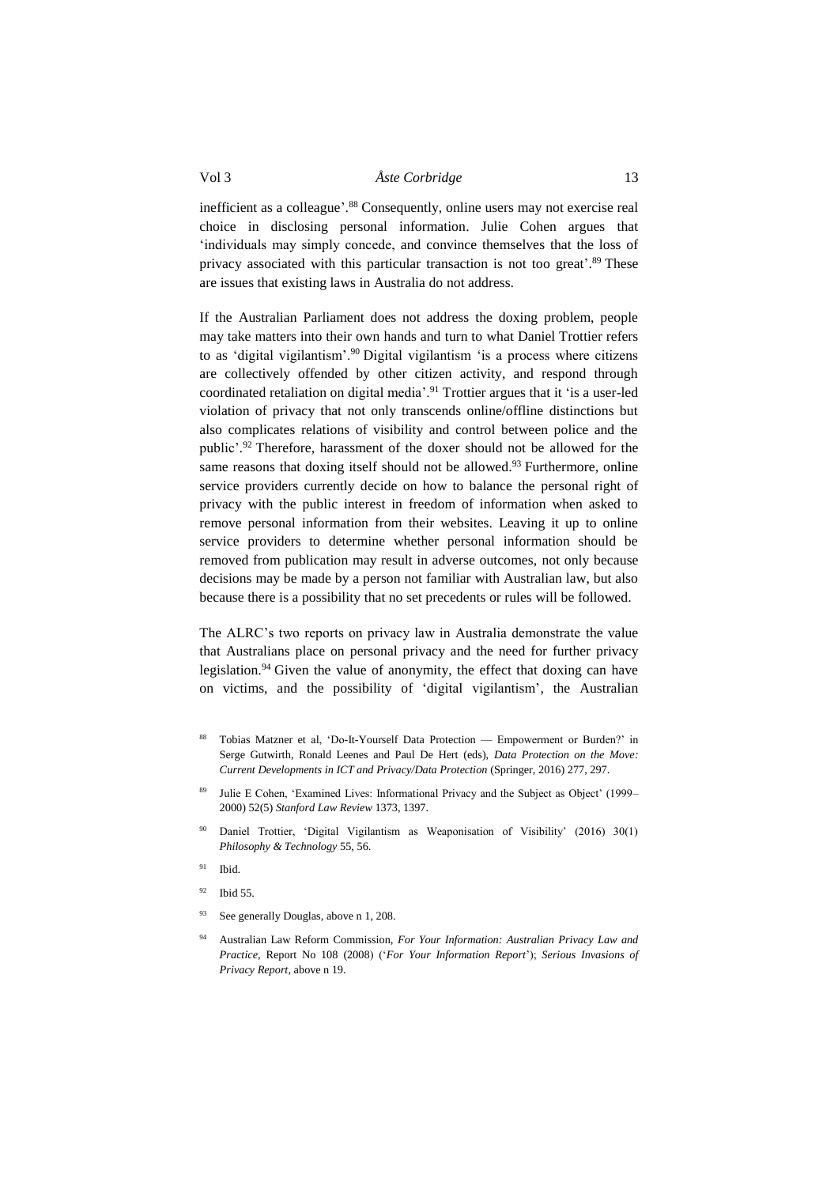inefficient as a colleague'.[88] Consequently, online users may not exercise real choice in disclosing personal information. Julie Cohen argues that 'individuals may simply concede, and convince themselves that the loss of privacy associated with this particular transaction is not too great'.[89] These are issues that existing laws in Australia do not address.

If the Australian Parliament does not address the doxing problem, people may take matters into their own hands and turn to what Daniel Trottier refers to as 'digital vigilantism'.[90] Digital vigilantism 'is a process where citizens are collectively offended by other citizen activity, and respond through coordinated retaliation on digital media'.[91] Trottier argues that it 'is a user-led violation of privacy that not only transcends online/offline distinctions but also complicates relations of visibility and control between police and the public'.[92] Therefore, harassment of the doxer should not be allowed for the same reasons that doxing itself should not be allowed.[93] Furthermore, online service providers currently decide on how to balance the personal right of privacy with the public interest in freedom of information when asked to remove personal information from their websites. Leaving it up to online service providers to determine whether personal information should be removed from publication may result in adverse outcomes, not only because decisions may be made by a person not familiar with Australian law, but also because there is a possibility that no set precedents or rules will be followed.

The ALRC's two reports on privacy law in Australia demonstrate the value that Australians place on personal privacy and the need for further privacy legislation.[94] Given the value of anonymity, the effect that doxing can have on victims, and the possibility of 'digital vigilantism', the Australian

[88] Tobias Matzner et al, 'Do-It-Yourself Data Protection — Empowerment or Burden?' in Serge Gutwirth, Ronald Leenes and Paul De Hert (eds), *Data Protection on the Move: Current Developments in ICT and Privacy/Data Protection* (Springer, 2016) 277, 297.

[89] Julie E Cohen, 'Examined Lives: Informational Privacy and the Subject as Object' (1999–2000) 52(5) *Stanford Law Review* 1373, 1397.

[90] Daniel Trottier, 'Digital Vigilantism as Weaponisation of Visibility' (2016) 30(1) *Philosophy & Technology* 55, 56.

[91] Ibid.

[92] Ibid 55.

[93] See generally Douglas, above n 1, 208.

[94] Australian Law Reform Commission, *For Your Information: Australian Privacy Law and Practice*, Report No 108 (2008) ('*For Your Information Report*'); *Serious Invasions of Privacy Report*, above n 19.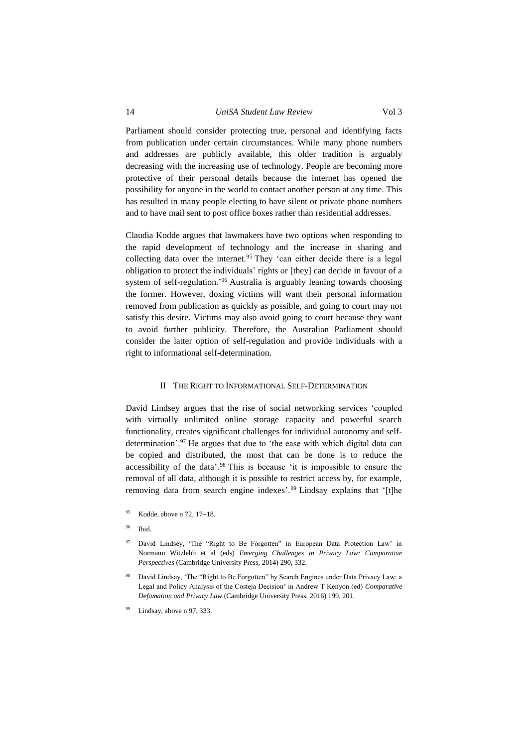Parliament should consider protecting true, personal and identifying facts from publication under certain circumstances. While many phone numbers and addresses are publicly available, this older tradition is arguably decreasing with the increasing use of technology. People are becoming more protective of their personal details because the internet has opened the possibility for anyone in the world to contact another person at any time. This has resulted in many people electing to have silent or private phone numbers and to have mail sent to post office boxes rather than residential addresses.

Claudia Kodde argues that lawmakers have two options when responding to the rapid development of technology and the increase in sharing and collecting data over the internet.[95] They 'can either decide there is a legal obligation to protect the individuals' rights or [they] can decide in favour of a system of self-regulation.'[96] Australia is arguably leaning towards choosing the former. However, doxing victims will want their personal information removed from publication as quickly as possible, and going to court may not satisfy this desire. Victims may also avoid going to court because they want to avoid further publicity. Therefore, the Australian Parliament should consider the latter option of self-regulation and provide individuals with a right to informational self-determination.

## II The Right to Informational Self-Determination

David Lindsey argues that the rise of social networking services 'coupled with virtually unlimited online storage capacity and powerful search functionality, creates significant challenges for individual autonomy and self-determination'.[97] He argues that due to 'the ease with which digital data can be copied and distributed, the most that can be done is to reduce the accessibility of the data'.[98] This is because 'it is impossible to ensure the removal of all data, although it is possible to restrict access by, for example, removing data from search engine indexes'.[99] Lindsay explains that '[t]he

[95] Kodde, above n 72, 17–18.

[96] Ibid.

[97] David Lindsey, 'The "Right to Be Forgotten" in European Data Protection Law' in Normann Witzleb et al (eds) *Emerging Challenges in Privacy Law: Comparative Perspectives* (Cambridge University Press, 2014) 290, 332.

[98] David Lindsay, 'The "Right to Be Forgotten" by Search Engines under Data Privacy Law: a Legal and Policy Analysis of the Costeja Decision' in Andrew T Kenyon (ed) *Comparative Defamation and Privacy Law* (Cambridge University Press, 2016) 199, 201.

[99] Lindsay, above n 97, 333.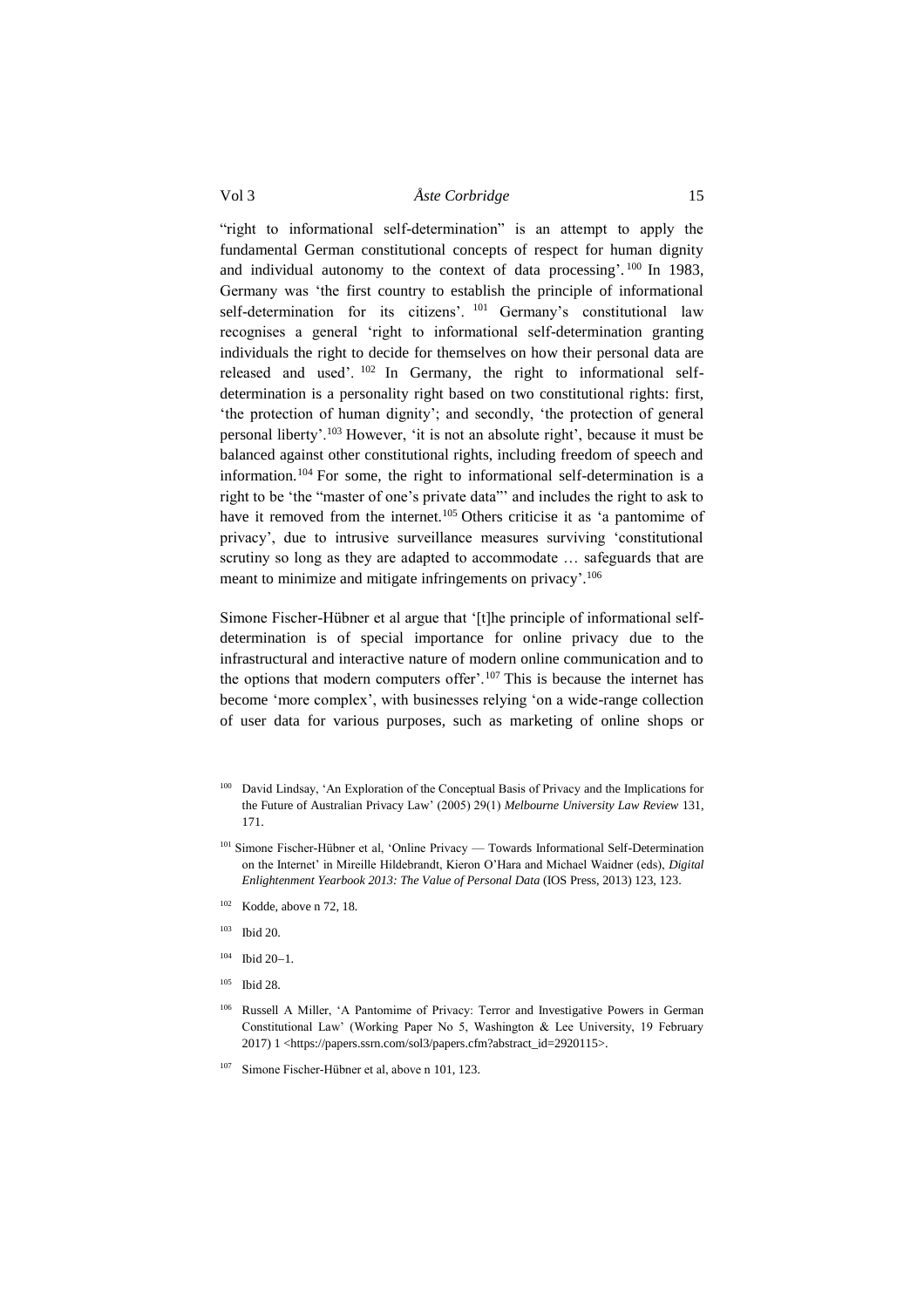"right to informational self-determination" is an attempt to apply the fundamental German constitutional concepts of respect for human dignity and individual autonomy to the context of data processing'.[100] In 1983, Germany was 'the first country to establish the principle of informational self-determination for its citizens'.[101] Germany's constitutional law recognises a general 'right to informational self-determination granting individuals the right to decide for themselves on how their personal data are released and used'.[102] In Germany, the right to informational self-determination is a personality right based on two constitutional rights: first, 'the protection of human dignity'; and secondly, 'the protection of general personal liberty'.[103] However, 'it is not an absolute right', because it must be balanced against other constitutional rights, including freedom of speech and information.[104] For some, the right to informational self-determination is a right to be 'the "master of one's private data"' and includes the right to ask to have it removed from the internet.[105] Others criticise it as 'a pantomime of privacy', due to intrusive surveillance measures surviving 'constitutional scrutiny so long as they are adapted to accommodate … safeguards that are meant to minimize and mitigate infringements on privacy'.[106]

Simone Fischer-Hübner et al argue that '[t]he principle of informational self-determination is of special importance for online privacy due to the infrastructural and interactive nature of modern online communication and to the options that modern computers offer'.[107] This is because the internet has become 'more complex', with businesses relying 'on a wide-range collection of user data for various purposes, such as marketing of online shops or

---

[100] David Lindsay, 'An Exploration of the Conceptual Basis of Privacy and the Implications for the Future of Australian Privacy Law' (2005) 29(1) *Melbourne University Law Review* 131, 171.

[101] Simone Fischer-Hübner et al, 'Online Privacy — Towards Informational Self-Determination on the Internet' in Mireille Hildebrandt, Kieron O'Hara and Michael Waidner (eds), *Digital Enlightenment Yearbook 2013: The Value of Personal Data* (IOS Press, 2013) 123, 123.

[102] Kodde, above n 72, 18.

[103] Ibid 20.

[104] Ibid 20–1.

[105] Ibid 28.

[106] Russell A Miller, 'A Pantomime of Privacy: Terror and Investigative Powers in German Constitutional Law' (Working Paper No 5, Washington & Lee University, 19 February 2017) 1 <https://papers.ssrn.com/sol3/papers.cfm?abstract_id=2920115>.

[107] Simone Fischer-Hübner et al, above n 101, 123.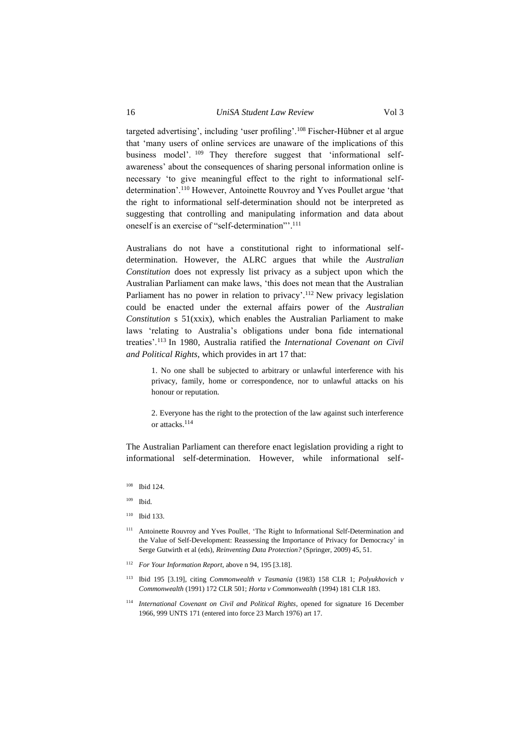targeted advertising', including 'user profiling'.[108] Fischer-Hübner et al argue that 'many users of online services are unaware of the implications of this business model'.[109] They therefore suggest that 'informational self-awareness' about the consequences of sharing personal information online is necessary 'to give meaningful effect to the right to informational self-determination'.[110] However, Antoinette Rouvroy and Yves Poullet argue 'that the right to informational self-determination should not be interpreted as suggesting that controlling and manipulating information and data about oneself is an exercise of "self-determination"'.[111]

Australians do not have a constitutional right to informational self-determination. However, the ALRC argues that while the *Australian Constitution* does not expressly list privacy as a subject upon which the Australian Parliament can make laws, 'this does not mean that the Australian Parliament has no power in relation to privacy'.[112] New privacy legislation could be enacted under the external affairs power of the *Australian Constitution* s 51(xxix), which enables the Australian Parliament to make laws 'relating to Australia's obligations under bona fide international treaties'.[113] In 1980, Australia ratified the *International Covenant on Civil and Political Rights*, which provides in art 17 that:

> 1. No one shall be subjected to arbitrary or unlawful interference with his privacy, family, home or correspondence, nor to unlawful attacks on his honour or reputation.
>
> 2. Everyone has the right to the protection of the law against such interference or attacks.[114]

The Australian Parliament can therefore enact legislation providing a right to informational self-determination. However, while informational self-

---

[108] Ibid 124.

[109] Ibid.

[110] Ibid 133.

[111] Antoinette Rouvroy and Yves Poullet, 'The Right to Informational Self-Determination and the Value of Self-Development: Reassessing the Importance of Privacy for Democracy' in Serge Gutwirth et al (eds), *Reinventing Data Protection?* (Springer, 2009) 45, 51.

[112] *For Your Information Report*, above n 94, 195 [3.18].

[113] Ibid 195 [3.19], citing *Commonwealth v Tasmania* (1983) 158 CLR 1; *Polyukhovich v Commonwealth* (1991) 172 CLR 501; *Horta v Commonwealth* (1994) 181 CLR 183.

[114] *International Covenant on Civil and Political Rights*, opened for signature 16 December 1966, 999 UNTS 171 (entered into force 23 March 1976) art 17.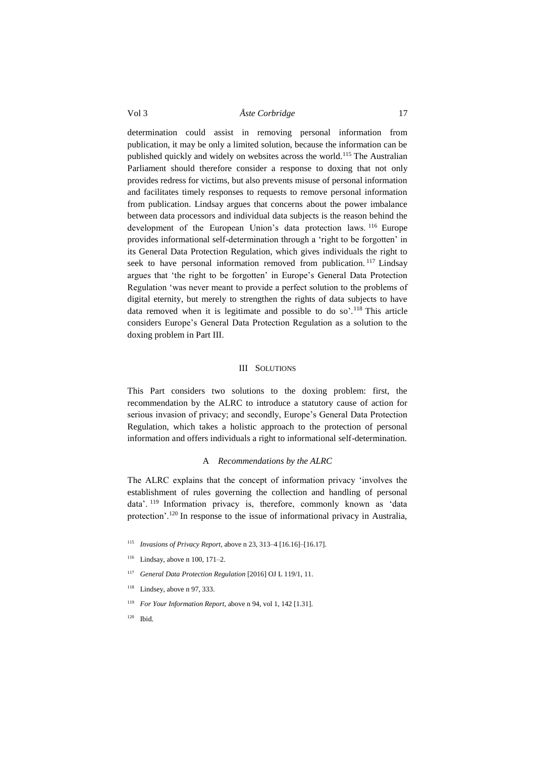determination could assist in removing personal information from publication, it may be only a limited solution, because the information can be published quickly and widely on websites across the world.[115] The Australian Parliament should therefore consider a response to doxing that not only provides redress for victims, but also prevents misuse of personal information and facilitates timely responses to requests to remove personal information from publication. Lindsay argues that concerns about the power imbalance between data processors and individual data subjects is the reason behind the development of the European Union's data protection laws.[116] Europe provides informational self-determination through a 'right to be forgotten' in its General Data Protection Regulation, which gives individuals the right to seek to have personal information removed from publication.[117] Lindsay argues that 'the right to be forgotten' in Europe's General Data Protection Regulation 'was never meant to provide a perfect solution to the problems of digital eternity, but merely to strengthen the rights of data subjects to have data removed when it is legitimate and possible to do so'.[118] This article considers Europe's General Data Protection Regulation as a solution to the doxing problem in Part III.

## III Solutions

This Part considers two solutions to the doxing problem: first, the recommendation by the ALRC to introduce a statutory cause of action for serious invasion of privacy; and secondly, Europe's General Data Protection Regulation, which takes a holistic approach to the protection of personal information and offers individuals a right to informational self-determination.

### A *Recommendations by the ALRC*

The ALRC explains that the concept of information privacy 'involves the establishment of rules governing the collection and handling of personal data'.[119] Information privacy is, therefore, commonly known as 'data protection'.[120] In response to the issue of informational privacy in Australia,

---

[115] *Invasions of Privacy Report*, above n 23, 313–4 [16.16]–[16.17].

[116] Lindsay, above n 100, 171–2.

[117] *General Data Protection Regulation* [2016] OJ L 119/1, 11.

[118] Lindsey, above n 97, 333.

[119] *For Your Information Report*, above n 94, vol 1, 142 [1.31].

[120] Ibid.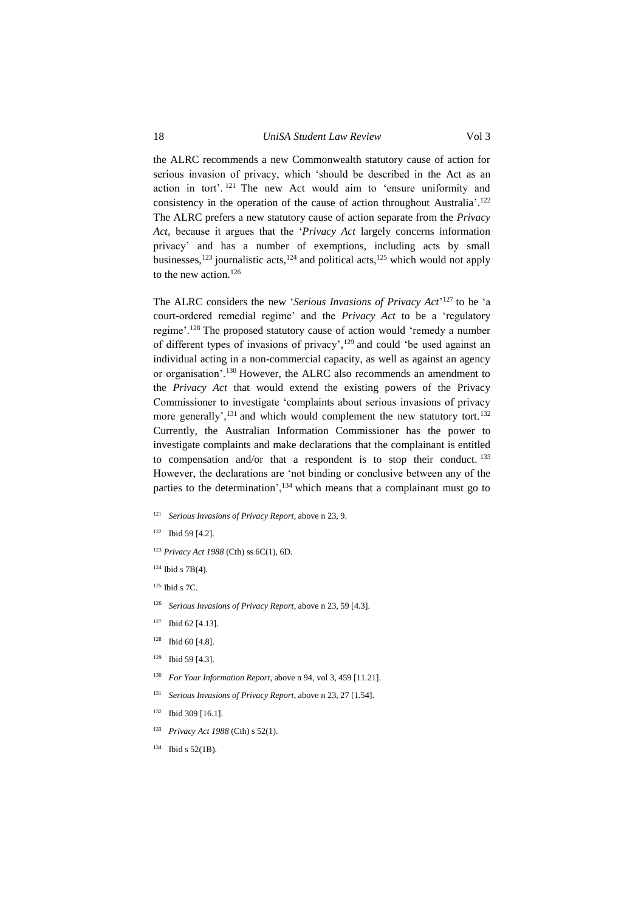the ALRC recommends a new Commonwealth statutory cause of action for serious invasion of privacy, which 'should be described in the Act as an action in tort'.[121] The new Act would aim to 'ensure uniformity and consistency in the operation of the cause of action throughout Australia'.[122] The ALRC prefers a new statutory cause of action separate from the *Privacy Act*, because it argues that the '*Privacy Act* largely concerns information privacy' and has a number of exemptions, including acts by small businesses,[123] journalistic acts,[124] and political acts,[125] which would not apply to the new action.[126]

The ALRC considers the new '*Serious Invasions of Privacy Act*'[127] to be 'a court-ordered remedial regime' and the *Privacy Act* to be a 'regulatory regime'.[128] The proposed statutory cause of action would 'remedy a number of different types of invasions of privacy',[129] and could 'be used against an individual acting in a non-commercial capacity, as well as against an agency or organisation'.[130] However, the ALRC also recommends an amendment to the *Privacy Act* that would extend the existing powers of the Privacy Commissioner to investigate 'complaints about serious invasions of privacy more generally',[131] and which would complement the new statutory tort.[132] Currently, the Australian Information Commissioner has the power to investigate complaints and make declarations that the complainant is entitled to compensation and/or that a respondent is to stop their conduct.[133] However, the declarations are 'not binding or conclusive between any of the parties to the determination',[134] which means that a complainant must go to

[121] *Serious Invasions of Privacy Report*, above n 23, 9.

[122] Ibid 59 [4.2].

[123] *Privacy Act 1988* (Cth) ss 6C(1), 6D.

[124] Ibid s 7B(4).

[125] Ibid s 7C.

[126] *Serious Invasions of Privacy Report*, above n 23, 59 [4.3].

[127] Ibid 62 [4.13].

[128] Ibid 60 [4.8].

[129] Ibid 59 [4.3].

[130] *For Your Information Report*, above n 94, vol 3, 459 [11.21].

[131] *Serious Invasions of Privacy Report*, above n 23, 27 [1.54].

[132] Ibid 309 [16.1].

[133] *Privacy Act 1988* (Cth) s 52(1).

[134] Ibid s 52(1B).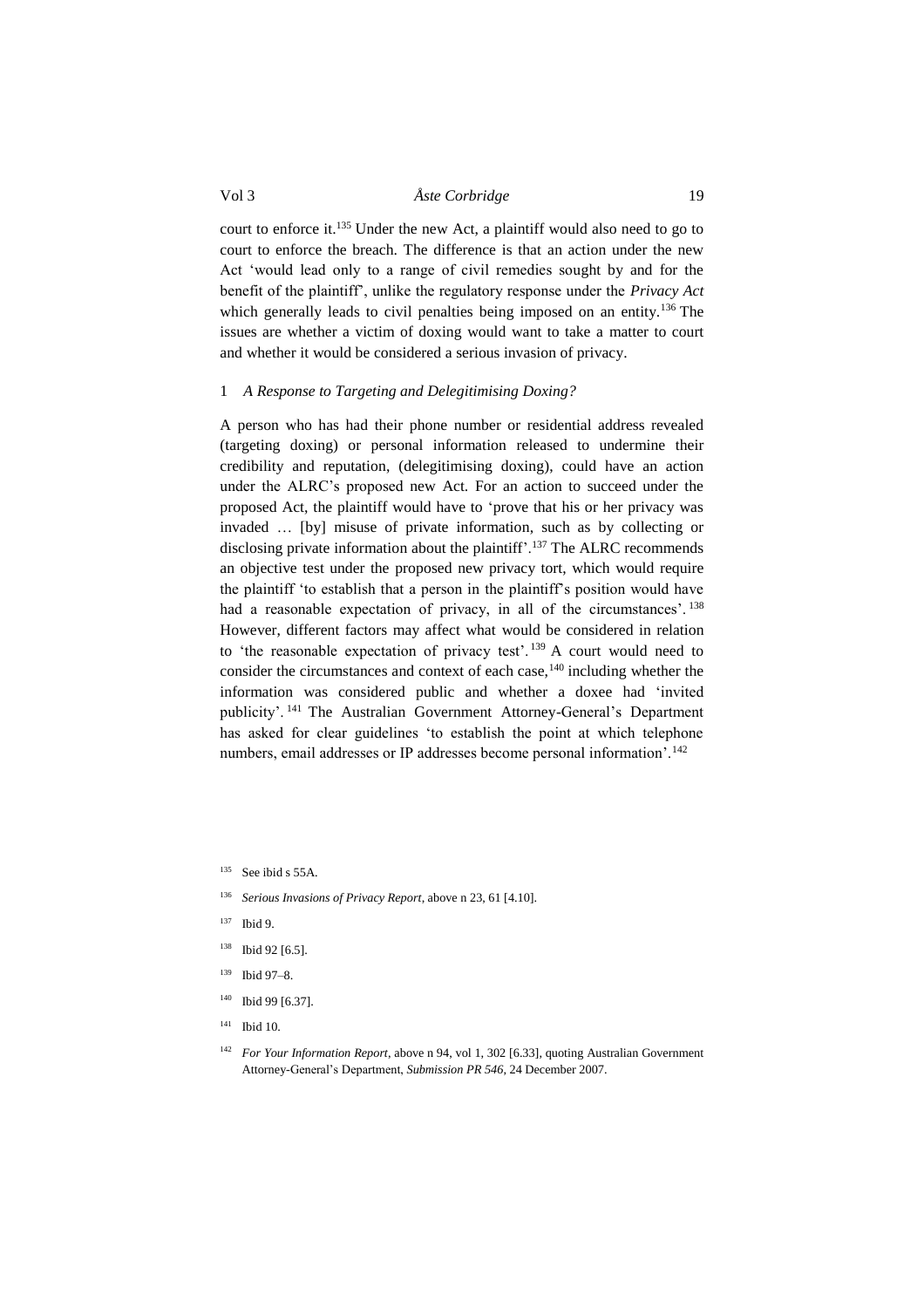court to enforce it.[135] Under the new Act, a plaintiff would also need to go to court to enforce the breach. The difference is that an action under the new Act 'would lead only to a range of civil remedies sought by and for the benefit of the plaintiff', unlike the regulatory response under the *Privacy Act* which generally leads to civil penalties being imposed on an entity.[136] The issues are whether a victim of doxing would want to take a matter to court and whether it would be considered a serious invasion of privacy.

### 1 *A Response to Targeting and Delegitimising Doxing?*

A person who has had their phone number or residential address revealed (targeting doxing) or personal information released to undermine their credibility and reputation, (delegitimising doxing), could have an action under the ALRC's proposed new Act. For an action to succeed under the proposed Act, the plaintiff would have to 'prove that his or her privacy was invaded … [by] misuse of private information, such as by collecting or disclosing private information about the plaintiff'.[137] The ALRC recommends an objective test under the proposed new privacy tort, which would require the plaintiff 'to establish that a person in the plaintiff's position would have had a reasonable expectation of privacy, in all of the circumstances'.[138] However, different factors may affect what would be considered in relation to 'the reasonable expectation of privacy test'.[139] A court would need to consider the circumstances and context of each case,[140] including whether the information was considered public and whether a doxee had 'invited publicity'.[141] The Australian Government Attorney-General's Department has asked for clear guidelines 'to establish the point at which telephone numbers, email addresses or IP addresses become personal information'.[142]

---

[135] See ibid s 55A.

[136] *Serious Invasions of Privacy Report*, above n 23, 61 [4.10].

[137] Ibid 9.

[138] Ibid 92 [6.5].

[139] Ibid 97–8.

[140] Ibid 99 [6.37].

[141] Ibid 10.

[142] *For Your Information Report*, above n 94, vol 1, 302 [6.33], quoting Australian Government Attorney-General's Department, *Submission PR 546*, 24 December 2007.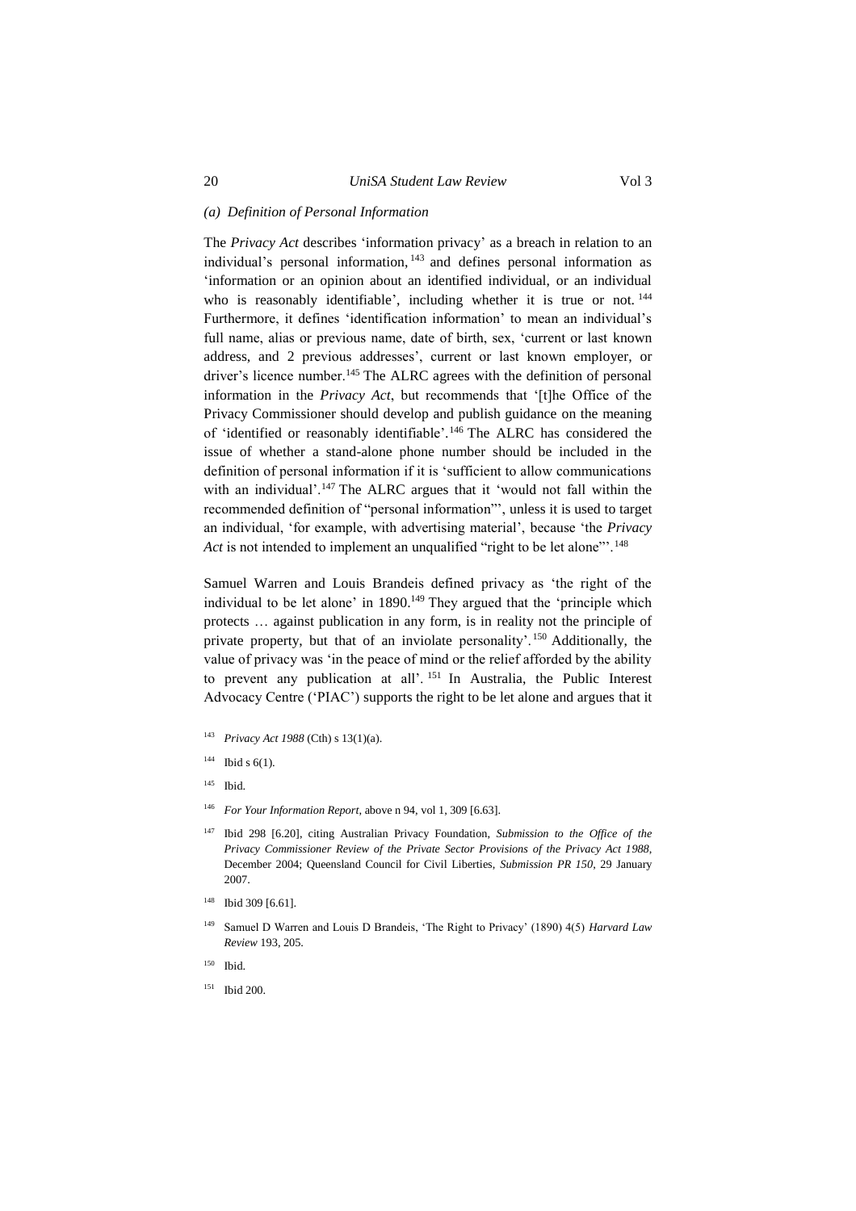### *(a) Definition of Personal Information*

The *Privacy Act* describes 'information privacy' as a breach in relation to an individual's personal information,[143] and defines personal information as 'information or an opinion about an identified individual, or an individual who is reasonably identifiable', including whether it is true or not.[144] Furthermore, it defines 'identification information' to mean an individual's full name, alias or previous name, date of birth, sex, 'current or last known address, and 2 previous addresses', current or last known employer, or driver's licence number.[145] The ALRC agrees with the definition of personal information in the *Privacy Act*, but recommends that '[t]he Office of the Privacy Commissioner should develop and publish guidance on the meaning of 'identified or reasonably identifiable'.[146] The ALRC has considered the issue of whether a stand-alone phone number should be included in the definition of personal information if it is 'sufficient to allow communications with an individual'.[147] The ALRC argues that it 'would not fall within the recommended definition of "personal information"', unless it is used to target an individual, 'for example, with advertising material', because 'the *Privacy Act* is not intended to implement an unqualified "right to be let alone"'.[148]

Samuel Warren and Louis Brandeis defined privacy as 'the right of the individual to be let alone' in 1890.[149] They argued that the 'principle which protects … against publication in any form, is in reality not the principle of private property, but that of an inviolate personality'.[150] Additionally, the value of privacy was 'in the peace of mind or the relief afforded by the ability to prevent any publication at all'.[151] In Australia, the Public Interest Advocacy Centre ('PIAC') supports the right to be let alone and argues that it

---

[143] *Privacy Act 1988* (Cth) s 13(1)(a).

[144] Ibid s 6(1).

[145] Ibid.

[146] *For Your Information Report*, above n 94, vol 1, 309 [6.63].

[147] Ibid 298 [6.20], citing Australian Privacy Foundation, *Submission to the Office of the Privacy Commissioner Review of the Private Sector Provisions of the Privacy Act 1988*, December 2004; Queensland Council for Civil Liberties, *Submission PR 150*, 29 January 2007.

[148] Ibid 309 [6.61].

[149] Samuel D Warren and Louis D Brandeis, 'The Right to Privacy' (1890) 4(5) *Harvard Law Review* 193, 205.

[150] Ibid.

[151] Ibid 200.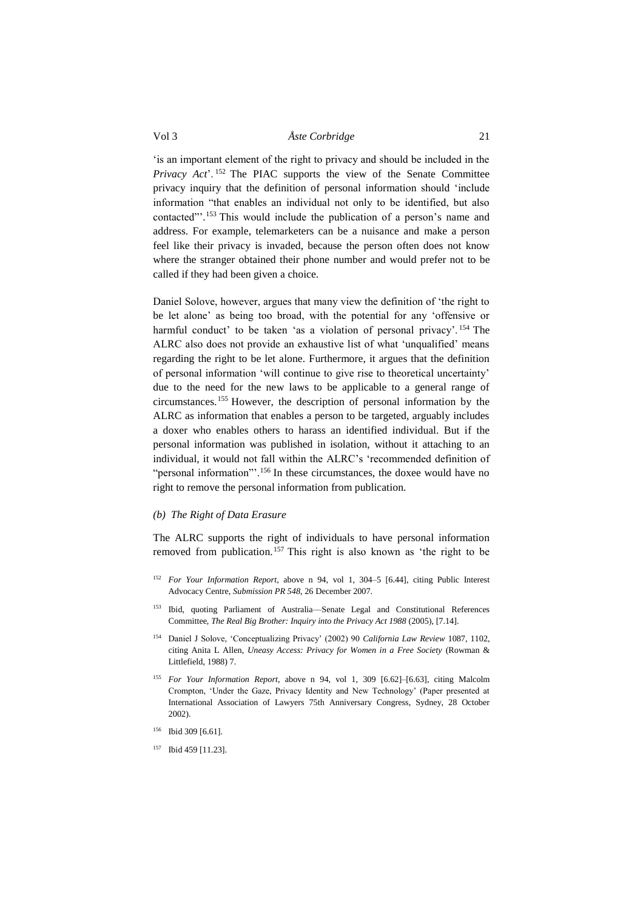'is an important element of the right to privacy and should be included in the *Privacy Act*'.[152] The PIAC supports the view of the Senate Committee privacy inquiry that the definition of personal information should 'include information "that enables an individual not only to be identified, but also contacted"'.[153] This would include the publication of a person's name and address. For example, telemarketers can be a nuisance and make a person feel like their privacy is invaded, because the person often does not know where the stranger obtained their phone number and would prefer not to be called if they had been given a choice.

Daniel Solove, however, argues that many view the definition of 'the right to be let alone' as being too broad, with the potential for any 'offensive or harmful conduct' to be taken 'as a violation of personal privacy'.[154] The ALRC also does not provide an exhaustive list of what 'unqualified' means regarding the right to be let alone. Furthermore, it argues that the definition of personal information 'will continue to give rise to theoretical uncertainty' due to the need for the new laws to be applicable to a general range of circumstances.[155] However, the description of personal information by the ALRC as information that enables a person to be targeted, arguably includes a doxer who enables others to harass an identified individual. But if the personal information was published in isolation, without it attaching to an individual, it would not fall within the ALRC's 'recommended definition of "personal information"'.[156] In these circumstances, the doxee would have no right to remove the personal information from publication.

### *(b) The Right of Data Erasure*

The ALRC supports the right of individuals to have personal information removed from publication.[157] This right is also known as 'the right to be

---

[152] *For Your Information Report*, above n 94, vol 1, 304–5 [6.44], citing Public Interest Advocacy Centre, *Submission PR 548*, 26 December 2007.

[153] Ibid, quoting Parliament of Australia—Senate Legal and Constitutional References Committee, *The Real Big Brother: Inquiry into the Privacy Act 1988* (2005), [7.14].

[154] Daniel J Solove, 'Conceptualizing Privacy' (2002) 90 *California Law Review* 1087, 1102, citing Anita L Allen, *Uneasy Access: Privacy for Women in a Free Society* (Rowman & Littlefield, 1988) 7.

[155] *For Your Information Report*, above n 94, vol 1, 309 [6.62]–[6.63], citing Malcolm Crompton, 'Under the Gaze, Privacy Identity and New Technology' (Paper presented at International Association of Lawyers 75th Anniversary Congress, Sydney, 28 October 2002).

[156] Ibid 309 [6.61].

[157] Ibid 459 [11.23].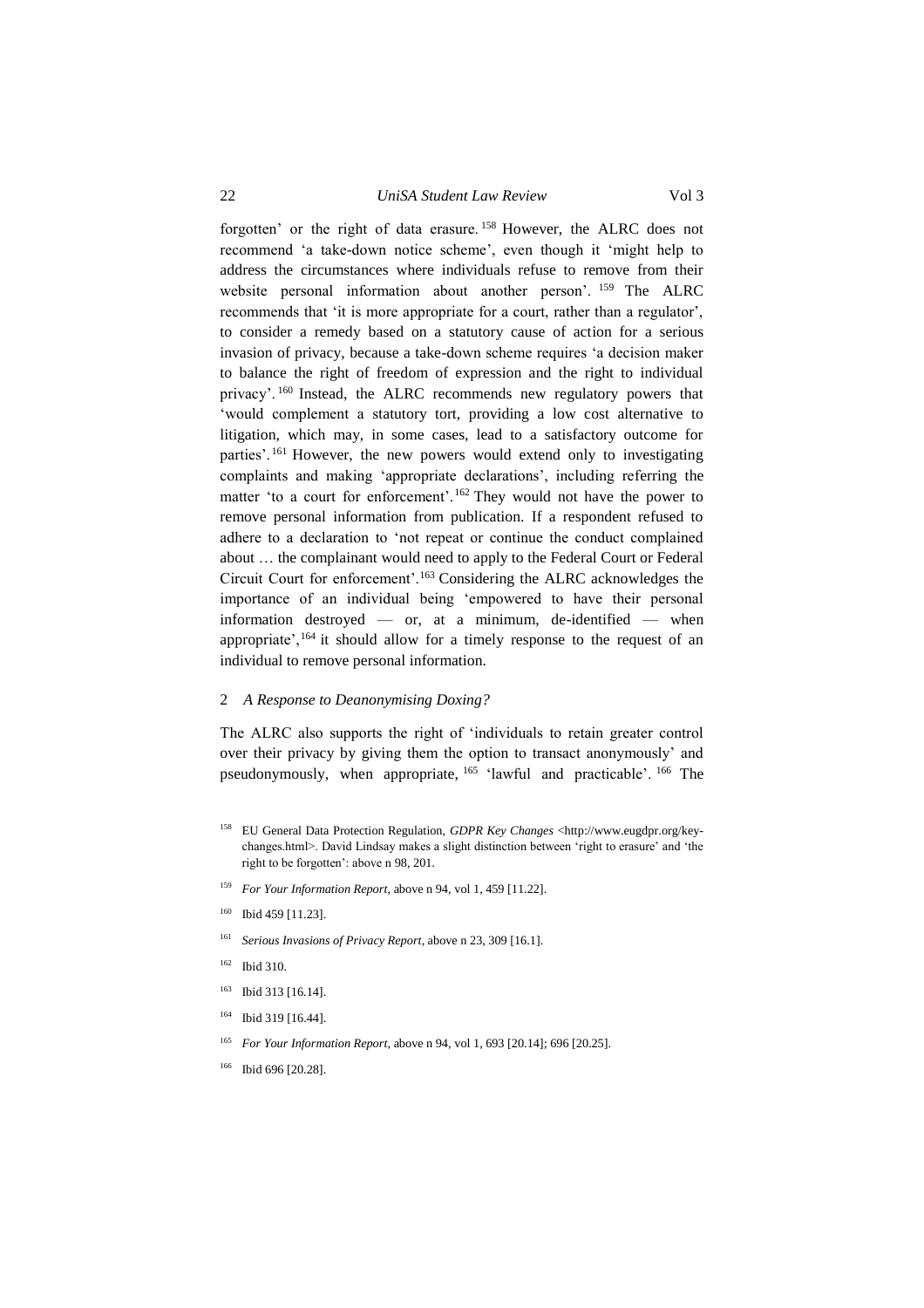forgotten' or the right of data erasure.[158] However, the ALRC does not recommend 'a take-down notice scheme', even though it 'might help to address the circumstances where individuals refuse to remove from their website personal information about another person'.[159] The ALRC recommends that 'it is more appropriate for a court, rather than a regulator', to consider a remedy based on a statutory cause of action for a serious invasion of privacy, because a take-down scheme requires 'a decision maker to balance the right of freedom of expression and the right to individual privacy'.[160] Instead, the ALRC recommends new regulatory powers that 'would complement a statutory tort, providing a low cost alternative to litigation, which may, in some cases, lead to a satisfactory outcome for parties'.[161] However, the new powers would extend only to investigating complaints and making 'appropriate declarations', including referring the matter 'to a court for enforcement'.[162] They would not have the power to remove personal information from publication. If a respondent refused to adhere to a declaration to 'not repeat or continue the conduct complained about … the complainant would need to apply to the Federal Court or Federal Circuit Court for enforcement'.[163] Considering the ALRC acknowledges the importance of an individual being 'empowered to have their personal information destroyed — or, at a minimum, de-identified — when appropriate',[164] it should allow for a timely response to the request of an individual to remove personal information.

### 2 *A Response to Deanonymising Doxing?*

The ALRC also supports the right of 'individuals to retain greater control over their privacy by giving them the option to transact anonymously' and pseudonymously, when appropriate,[165] 'lawful and practicable'.[166] The

---

[158] EU General Data Protection Regulation, *GDPR Key Changes* <http://www.eugdpr.org/key-changes.html>. David Lindsay makes a slight distinction between 'right to erasure' and 'the right to be forgotten': above n 98, 201.

[159] *For Your Information Report*, above n 94, vol 1, 459 [11.22].

[160] Ibid 459 [11.23].

[161] *Serious Invasions of Privacy Report*, above n 23, 309 [16.1].

[162] Ibid 310.

[163] Ibid 313 [16.14].

[164] Ibid 319 [16.44].

[165] *For Your Information Report*, above n 94, vol 1, 693 [20.14]; 696 [20.25].

[166] Ibid 696 [20.28].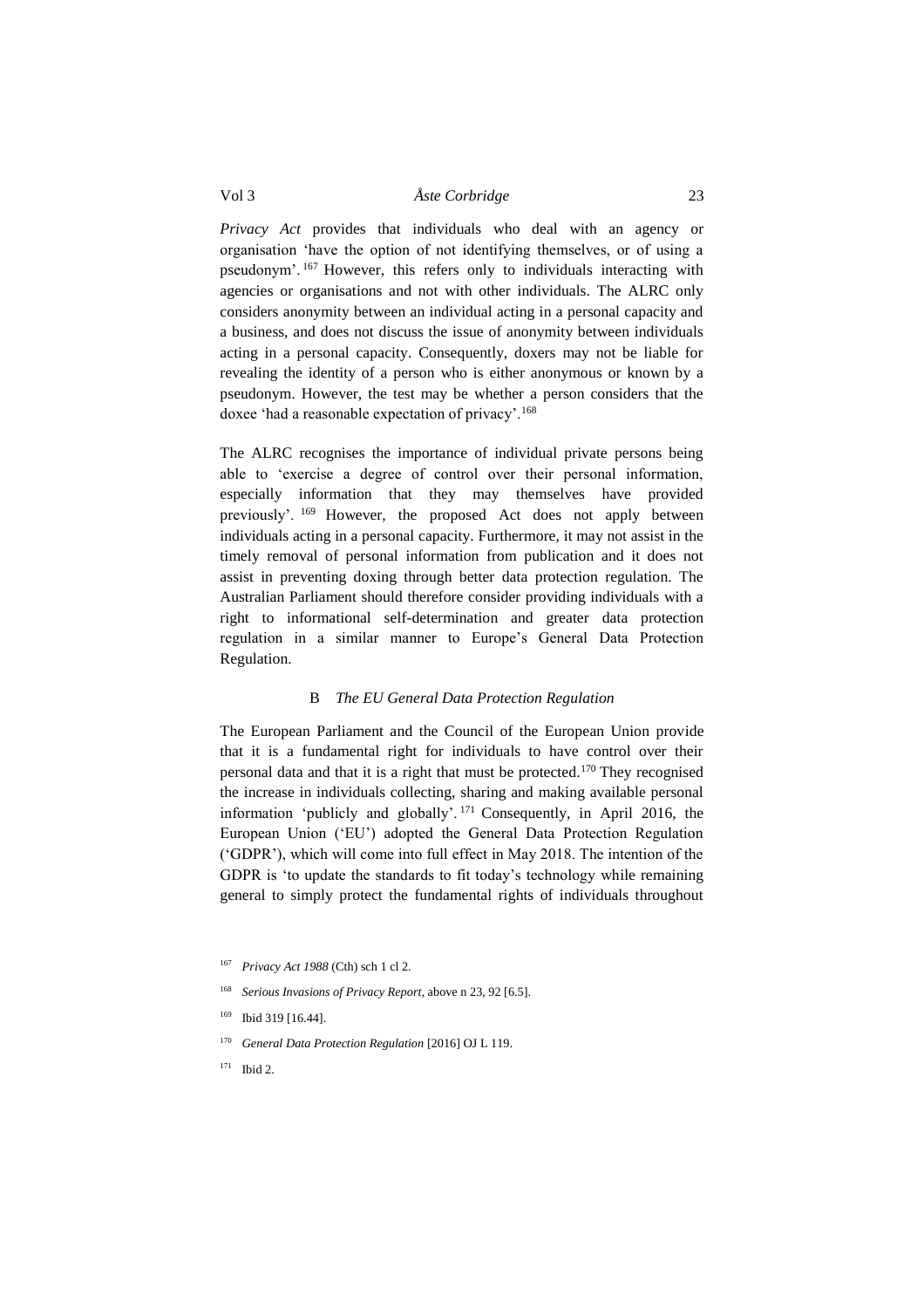*Privacy Act* provides that individuals who deal with an agency or organisation 'have the option of not identifying themselves, or of using a pseudonym'.[167] However, this refers only to individuals interacting with agencies or organisations and not with other individuals. The ALRC only considers anonymity between an individual acting in a personal capacity and a business, and does not discuss the issue of anonymity between individuals acting in a personal capacity. Consequently, doxers may not be liable for revealing the identity of a person who is either anonymous or known by a pseudonym. However, the test may be whether a person considers that the doxee 'had a reasonable expectation of privacy'.[168]

The ALRC recognises the importance of individual private persons being able to 'exercise a degree of control over their personal information, especially information that they may themselves have provided previously'.[169] However, the proposed Act does not apply between individuals acting in a personal capacity. Furthermore, it may not assist in the timely removal of personal information from publication and it does not assist in preventing doxing through better data protection regulation. The Australian Parliament should therefore consider providing individuals with a right to informational self-determination and greater data protection regulation in a similar manner to Europe's General Data Protection Regulation.

### B *The EU General Data Protection Regulation*

The European Parliament and the Council of the European Union provide that it is a fundamental right for individuals to have control over their personal data and that it is a right that must be protected.[170] They recognised the increase in individuals collecting, sharing and making available personal information 'publicly and globally'.[171] Consequently, in April 2016, the European Union ('EU') adopted the General Data Protection Regulation ('GDPR'), which will come into full effect in May 2018. The intention of the GDPR is 'to update the standards to fit today's technology while remaining general to simply protect the fundamental rights of individuals throughout

---

[167] *Privacy Act 1988* (Cth) sch 1 cl 2.

[168] *Serious Invasions of Privacy Report*, above n 23, 92 [6.5].

[169] Ibid 319 [16.44].

[170] *General Data Protection Regulation* [2016] OJ L 119.

[171] Ibid 2.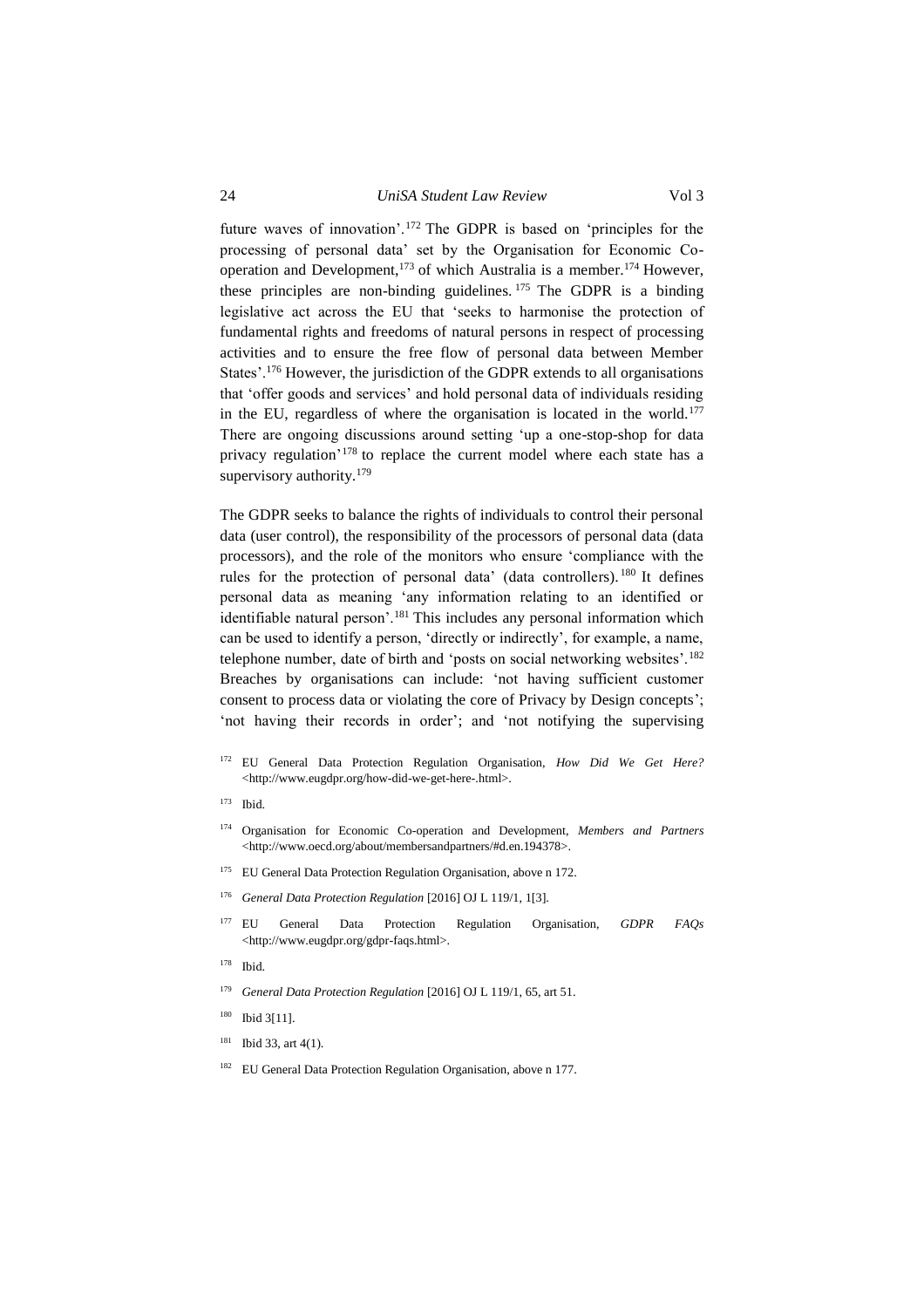future waves of innovation'.[172] The GDPR is based on 'principles for the processing of personal data' set by the Organisation for Economic Co-operation and Development,[173] of which Australia is a member.[174] However, these principles are non-binding guidelines.[175] The GDPR is a binding legislative act across the EU that 'seeks to harmonise the protection of fundamental rights and freedoms of natural persons in respect of processing activities and to ensure the free flow of personal data between Member States'.[176] However, the jurisdiction of the GDPR extends to all organisations that 'offer goods and services' and hold personal data of individuals residing in the EU, regardless of where the organisation is located in the world.[177] There are ongoing discussions around setting 'up a one-stop-shop for data privacy regulation'[178] to replace the current model where each state has a supervisory authority.[179]

The GDPR seeks to balance the rights of individuals to control their personal data (user control), the responsibility of the processors of personal data (data processors), and the role of the monitors who ensure 'compliance with the rules for the protection of personal data' (data controllers).[180] It defines personal data as meaning 'any information relating to an identified or identifiable natural person'.[181] This includes any personal information which can be used to identify a person, 'directly or indirectly', for example, a name, telephone number, date of birth and 'posts on social networking websites'.[182] Breaches by organisations can include: 'not having sufficient customer consent to process data or violating the core of Privacy by Design concepts'; 'not having their records in order'; and 'not notifying the supervising

---

[172] EU General Data Protection Regulation Organisation, *How Did We Get Here?* <http://www.eugdpr.org/how-did-we-get-here-.html>.

[173] Ibid.

[174] Organisation for Economic Co-operation and Development, *Members and Partners* <http://www.oecd.org/about/membersandpartners/#d.en.194378>.

[175] EU General Data Protection Regulation Organisation, above n 172.

[176] *General Data Protection Regulation* [2016] OJ L 119/1, 1[3].

[177] EU General Data Protection Regulation Organisation, *GDPR FAQs* <http://www.eugdpr.org/gdpr-faqs.html>.

[178] Ibid.

[179] *General Data Protection Regulation* [2016] OJ L 119/1, 65, art 51.

[180] Ibid 3[11].

[181] Ibid 33, art 4(1).

[182] EU General Data Protection Regulation Organisation, above n 177.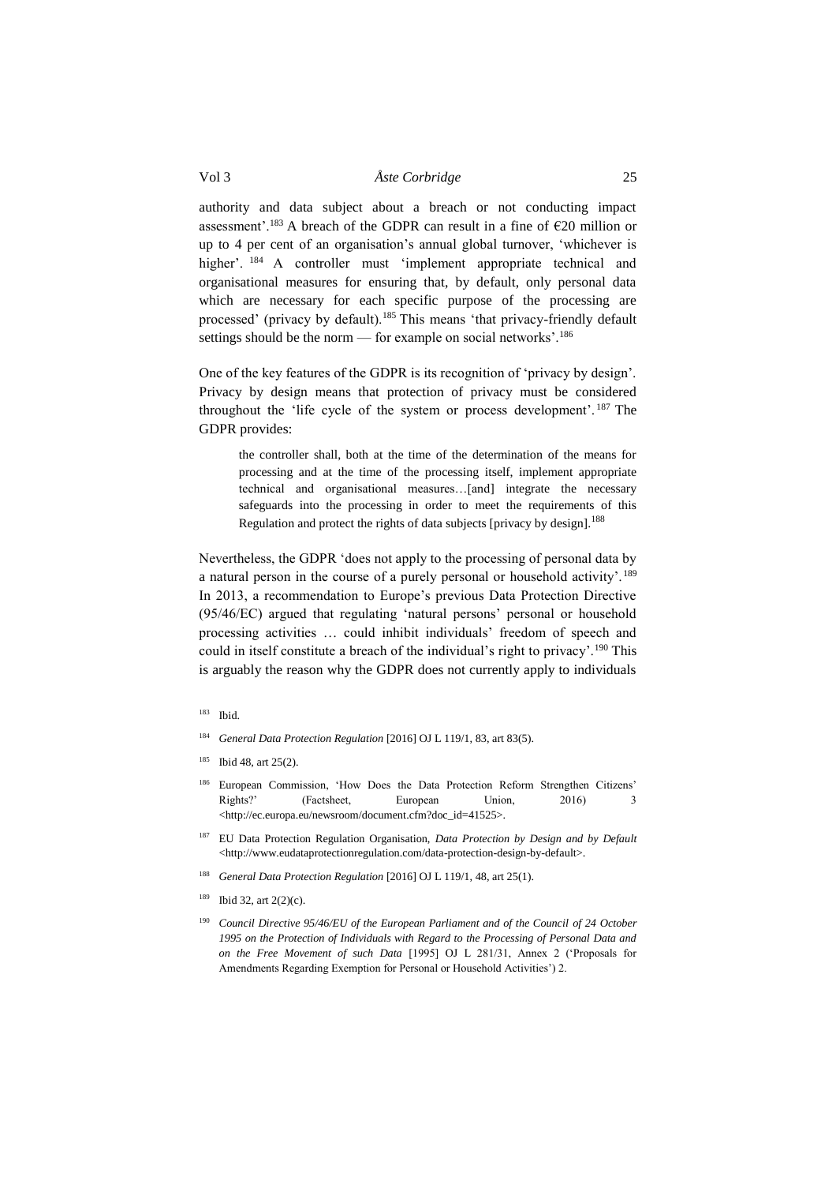authority and data subject about a breach or not conducting impact assessment'.[183] A breach of the GDPR can result in a fine of €20 million or up to 4 per cent of an organisation's annual global turnover, 'whichever is higher'.[184] A controller must 'implement appropriate technical and organisational measures for ensuring that, by default, only personal data which are necessary for each specific purpose of the processing are processed' (privacy by default).[185] This means 'that privacy-friendly default settings should be the norm — for example on social networks'.[186]

One of the key features of the GDPR is its recognition of 'privacy by design'. Privacy by design means that protection of privacy must be considered throughout the 'life cycle of the system or process development'.[187] The GDPR provides:

> the controller shall, both at the time of the determination of the means for processing and at the time of the processing itself, implement appropriate technical and organisational measures…[and] integrate the necessary safeguards into the processing in order to meet the requirements of this Regulation and protect the rights of data subjects [privacy by design].[188]

Nevertheless, the GDPR 'does not apply to the processing of personal data by a natural person in the course of a purely personal or household activity'.[189] In 2013, a recommendation to Europe's previous Data Protection Directive (95/46/EC) argued that regulating 'natural persons' personal or household processing activities … could inhibit individuals' freedom of speech and could in itself constitute a breach of the individual's right to privacy'.[190] This is arguably the reason why the GDPR does not currently apply to individuals

---

[183] Ibid.

[184] *General Data Protection Regulation* [2016] OJ L 119/1, 83, art 83(5).

[185] Ibid 48, art 25(2).

[186] European Commission, 'How Does the Data Protection Reform Strengthen Citizens' Rights?' (Factsheet, European Union, 2016) 3 <http://ec.europa.eu/newsroom/document.cfm?doc_id=41525>.

[187] EU Data Protection Regulation Organisation, *Data Protection by Design and by Default* <http://www.eudataprotectionregulation.com/data-protection-design-by-default>.

[188] *General Data Protection Regulation* [2016] OJ L 119/1, 48, art 25(1).

[189] Ibid 32, art 2(2)(c).

[190] *Council Directive 95/46/EU of the European Parliament and of the Council of 24 October 1995 on the Protection of Individuals with Regard to the Processing of Personal Data and on the Free Movement of such Data* [1995] OJ L 281/31, Annex 2 ('Proposals for Amendments Regarding Exemption for Personal or Household Activities') 2.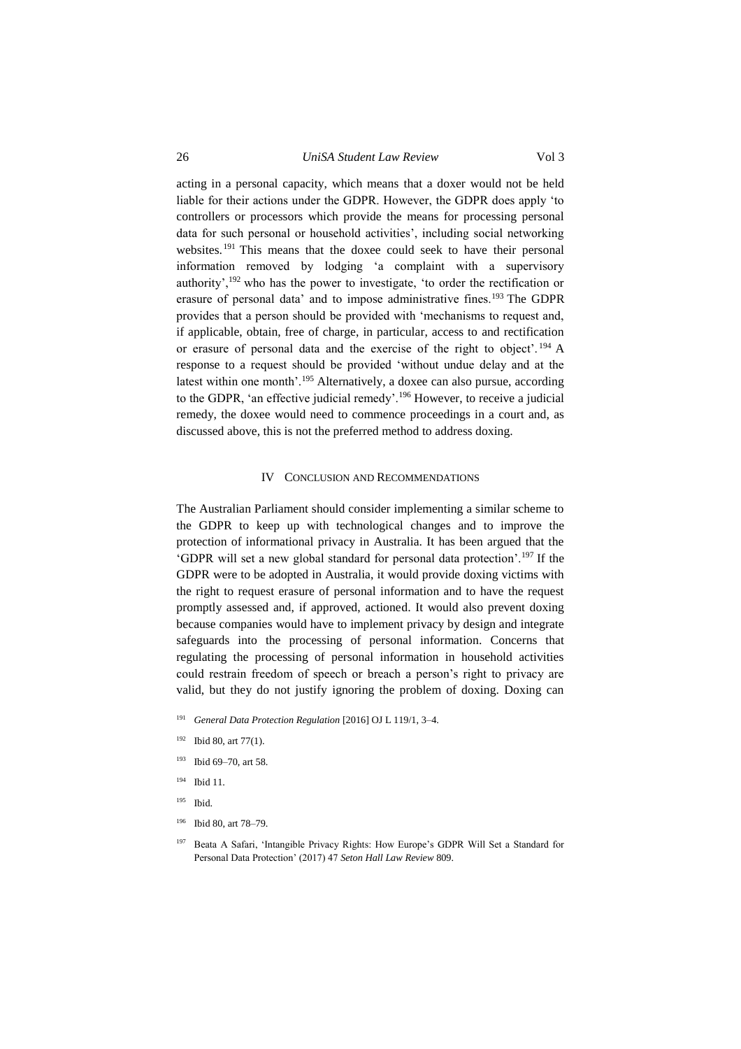acting in a personal capacity, which means that a doxer would not be held liable for their actions under the GDPR. However, the GDPR does apply 'to controllers or processors which provide the means for processing personal data for such personal or household activities', including social networking websites.[191] This means that the doxee could seek to have their personal information removed by lodging 'a complaint with a supervisory authority',[192] who has the power to investigate, 'to order the rectification or erasure of personal data' and to impose administrative fines.[193] The GDPR provides that a person should be provided with 'mechanisms to request and, if applicable, obtain, free of charge, in particular, access to and rectification or erasure of personal data and the exercise of the right to object'.[194] A response to a request should be provided 'without undue delay and at the latest within one month'.[195] Alternatively, a doxee can also pursue, according to the GDPR, 'an effective judicial remedy'.[196] However, to receive a judicial remedy, the doxee would need to commence proceedings in a court and, as discussed above, this is not the preferred method to address doxing.

## IV Conclusion and Recommendations

The Australian Parliament should consider implementing a similar scheme to the GDPR to keep up with technological changes and to improve the protection of informational privacy in Australia. It has been argued that the 'GDPR will set a new global standard for personal data protection'.[197] If the GDPR were to be adopted in Australia, it would provide doxing victims with the right to request erasure of personal information and to have the request promptly assessed and, if approved, actioned. It would also prevent doxing because companies would have to implement privacy by design and integrate safeguards into the processing of personal information. Concerns that regulating the processing of personal information in household activities could restrain freedom of speech or breach a person's right to privacy are valid, but they do not justify ignoring the problem of doxing. Doxing can

[191] *General Data Protection Regulation* [2016] OJ L 119/1, 3–4.

[192] Ibid 80, art 77(1).

[193] Ibid 69–70, art 58.

[194] Ibid 11.

[195] Ibid.

[196] Ibid 80, art 78–79.

[197] Beata A Safari, 'Intangible Privacy Rights: How Europe's GDPR Will Set a Standard for Personal Data Protection' (2017) 47 *Seton Hall Law Review* 809.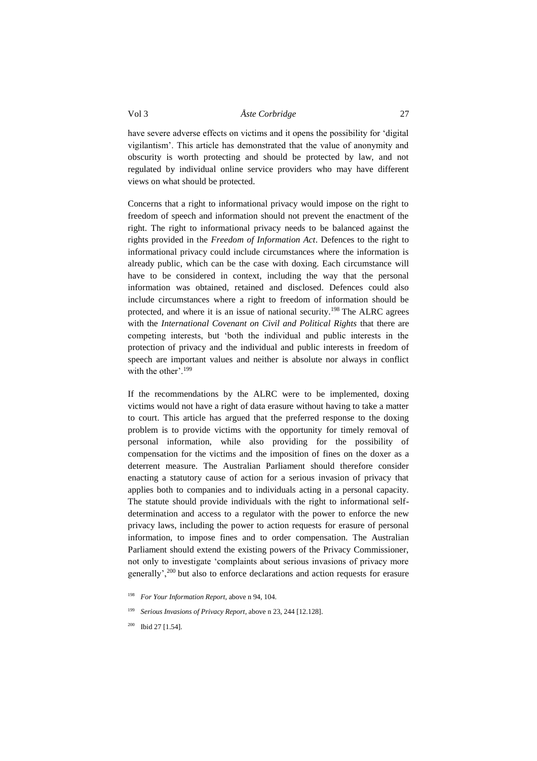have severe adverse effects on victims and it opens the possibility for 'digital vigilantism'. This article has demonstrated that the value of anonymity and obscurity is worth protecting and should be protected by law, and not regulated by individual online service providers who may have different views on what should be protected.

Concerns that a right to informational privacy would impose on the right to freedom of speech and information should not prevent the enactment of the right. The right to informational privacy needs to be balanced against the rights provided in the *Freedom of Information Act*. Defences to the right to informational privacy could include circumstances where the information is already public, which can be the case with doxing. Each circumstance will have to be considered in context, including the way that the personal information was obtained, retained and disclosed. Defences could also include circumstances where a right to freedom of information should be protected, and where it is an issue of national security.[198] The ALRC agrees with the *International Covenant on Civil and Political Rights* that there are competing interests, but 'both the individual and public interests in the protection of privacy and the individual and public interests in freedom of speech are important values and neither is absolute nor always in conflict with the other'.[199]

If the recommendations by the ALRC were to be implemented, doxing victims would not have a right of data erasure without having to take a matter to court. This article has argued that the preferred response to the doxing problem is to provide victims with the opportunity for timely removal of personal information, while also providing for the possibility of compensation for the victims and the imposition of fines on the doxer as a deterrent measure. The Australian Parliament should therefore consider enacting a statutory cause of action for a serious invasion of privacy that applies both to companies and to individuals acting in a personal capacity. The statute should provide individuals with the right to informational self-determination and access to a regulator with the power to enforce the new privacy laws, including the power to action requests for erasure of personal information, to impose fines and to order compensation. The Australian Parliament should extend the existing powers of the Privacy Commissioner, not only to investigate 'complaints about serious invasions of privacy more generally',[200] but also to enforce declarations and action requests for erasure

[198] *For Your Information Report*, above n 94, 104.

[199] *Serious Invasions of Privacy Report*, above n 23, 244 [12.128].

[200] Ibid 27 [1.54].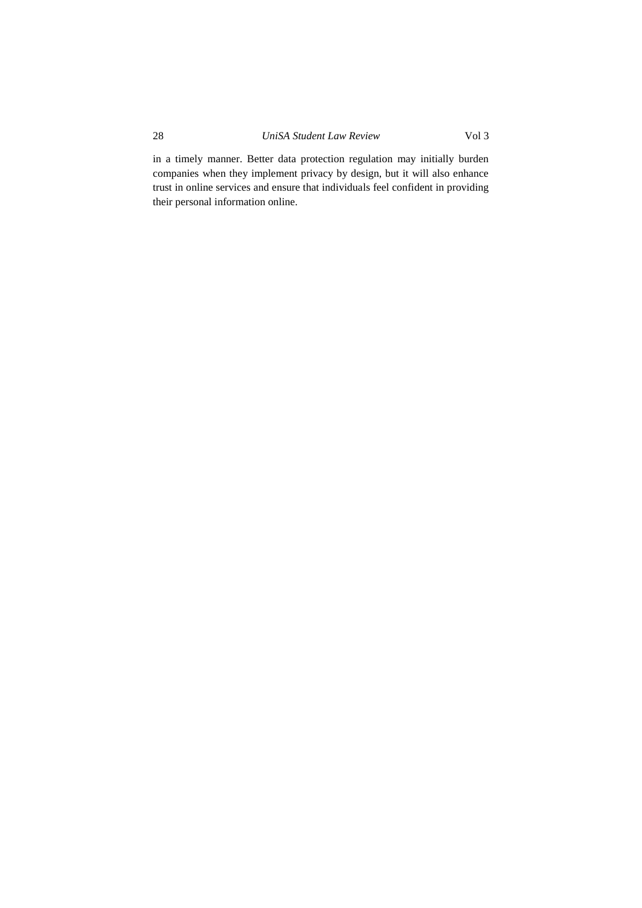in a timely manner. Better data protection regulation may initially burden companies when they implement privacy by design, but it will also enhance trust in online services and ensure that individuals feel confident in providing their personal information online.